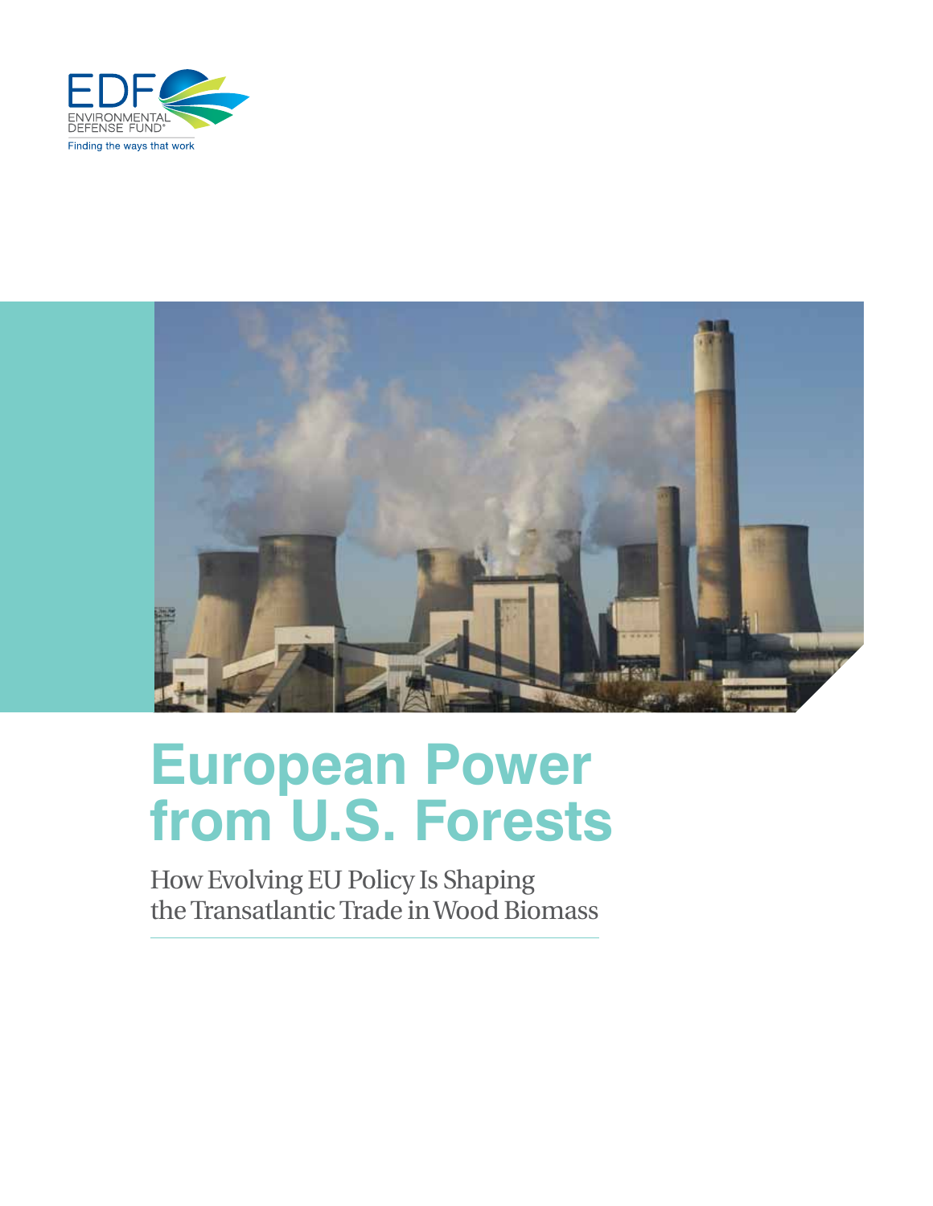EDF ENVIRONMENTAL DEFENSE FUND®

Finding the ways that work

# European Power from U.S. Forests

## How Evolving EU Policy Is Shaping the Transatlantic Trade in Wood Biomass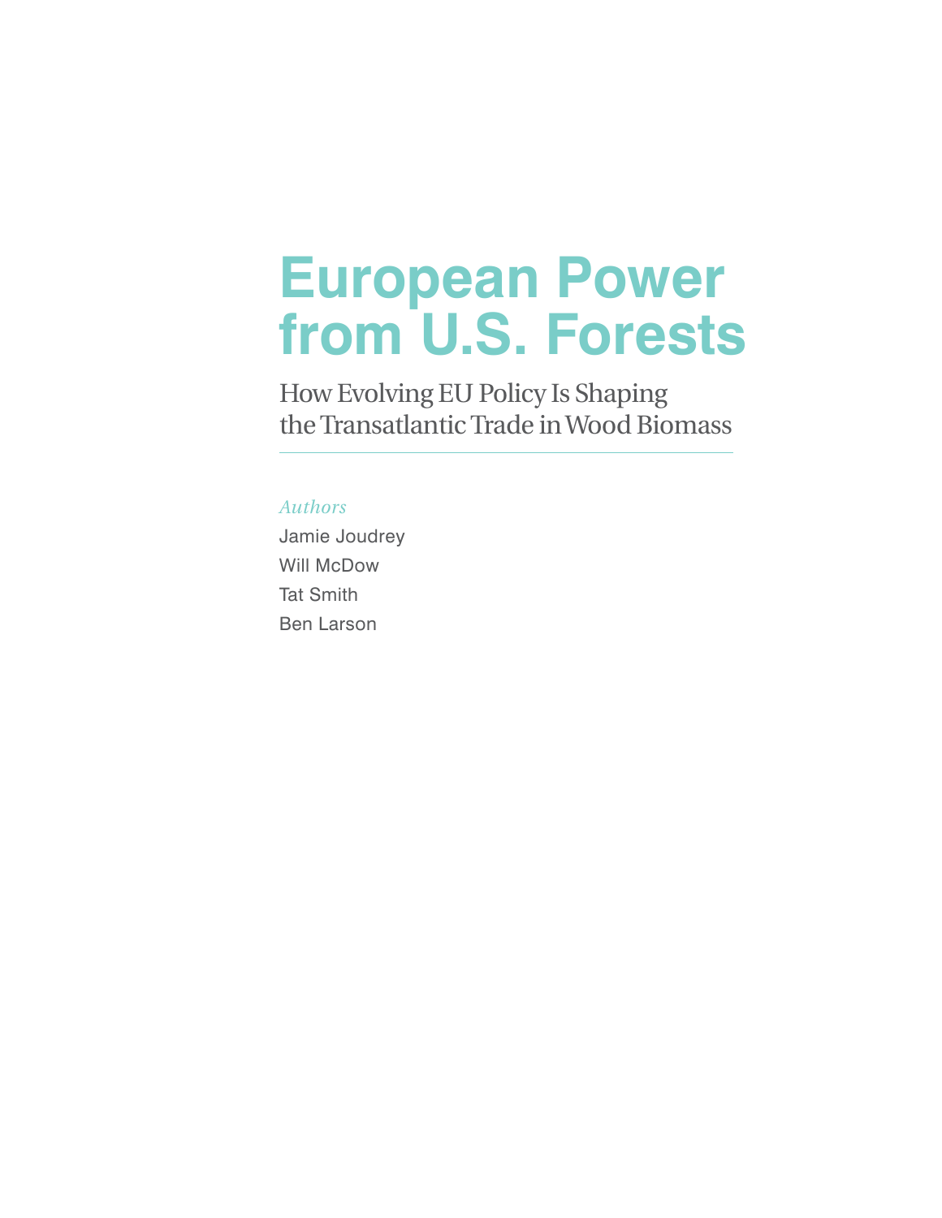# European Power from U.S. Forests

## How Evolving EU Policy Is Shaping the Transatlantic Trade in Wood Biomass

*Authors*

Jamie Joudrey

Will McDow

Tat Smith

Ben Larson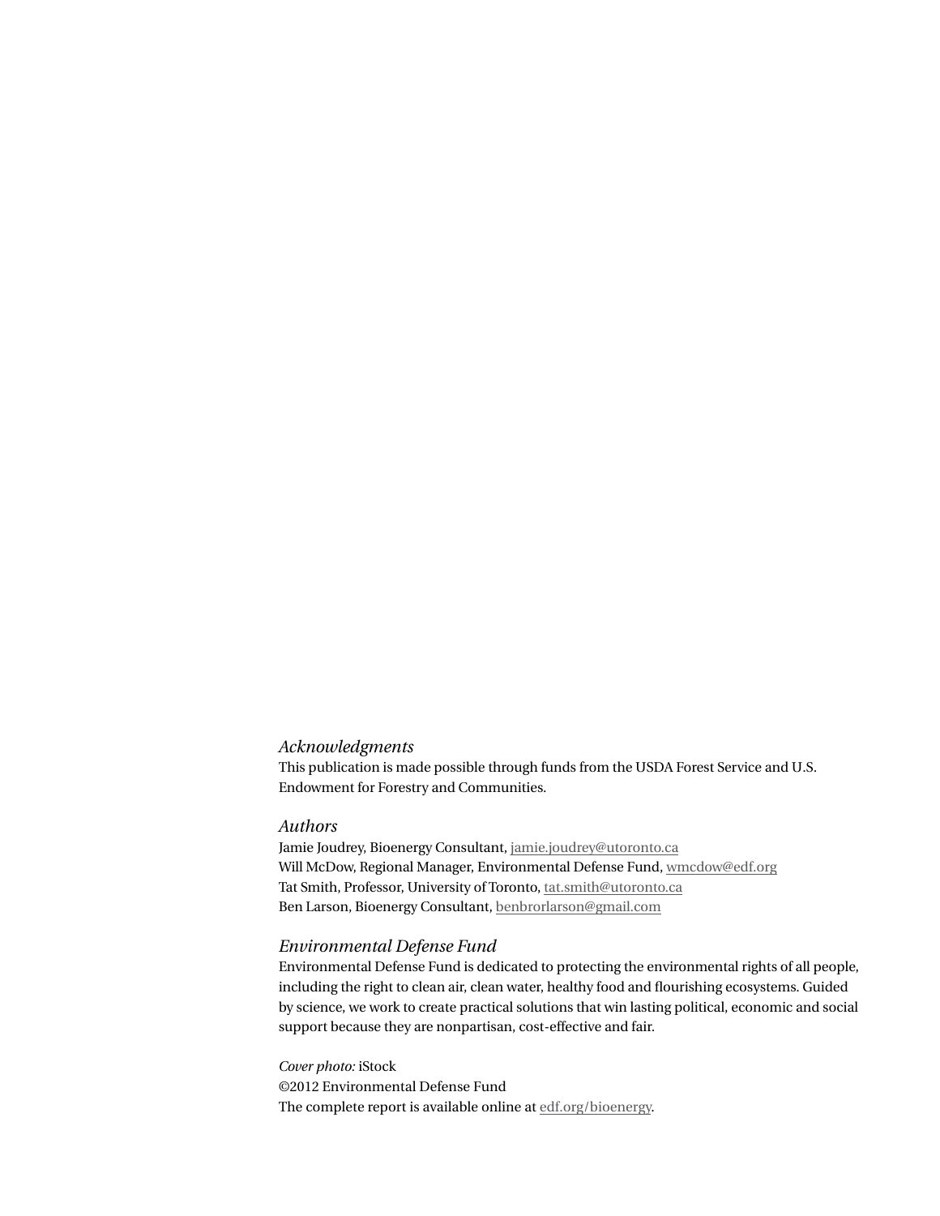*Acknowledgments*

This publication is made possible through funds from the USDA Forest Service and U.S. Endowment for Forestry and Communities.

*Authors*

Jamie Joudrey, Bioenergy Consultant, jamie.joudrey@utoronto.ca
Will McDow, Regional Manager, Environmental Defense Fund, wmcdow@edf.org
Tat Smith, Professor, University of Toronto, tat.smith@utoronto.ca
Ben Larson, Bioenergy Consultant, benbrorlarson@gmail.com

*Environmental Defense Fund*

Environmental Defense Fund is dedicated to protecting the environmental rights of all people, including the right to clean air, clean water, healthy food and flourishing ecosystems. Guided by science, we work to create practical solutions that win lasting political, economic and social support because they are nonpartisan, cost-effective and fair.

*Cover photo:* iStock
©2012 Environmental Defense Fund
The complete report is available online at edf.org/bioenergy.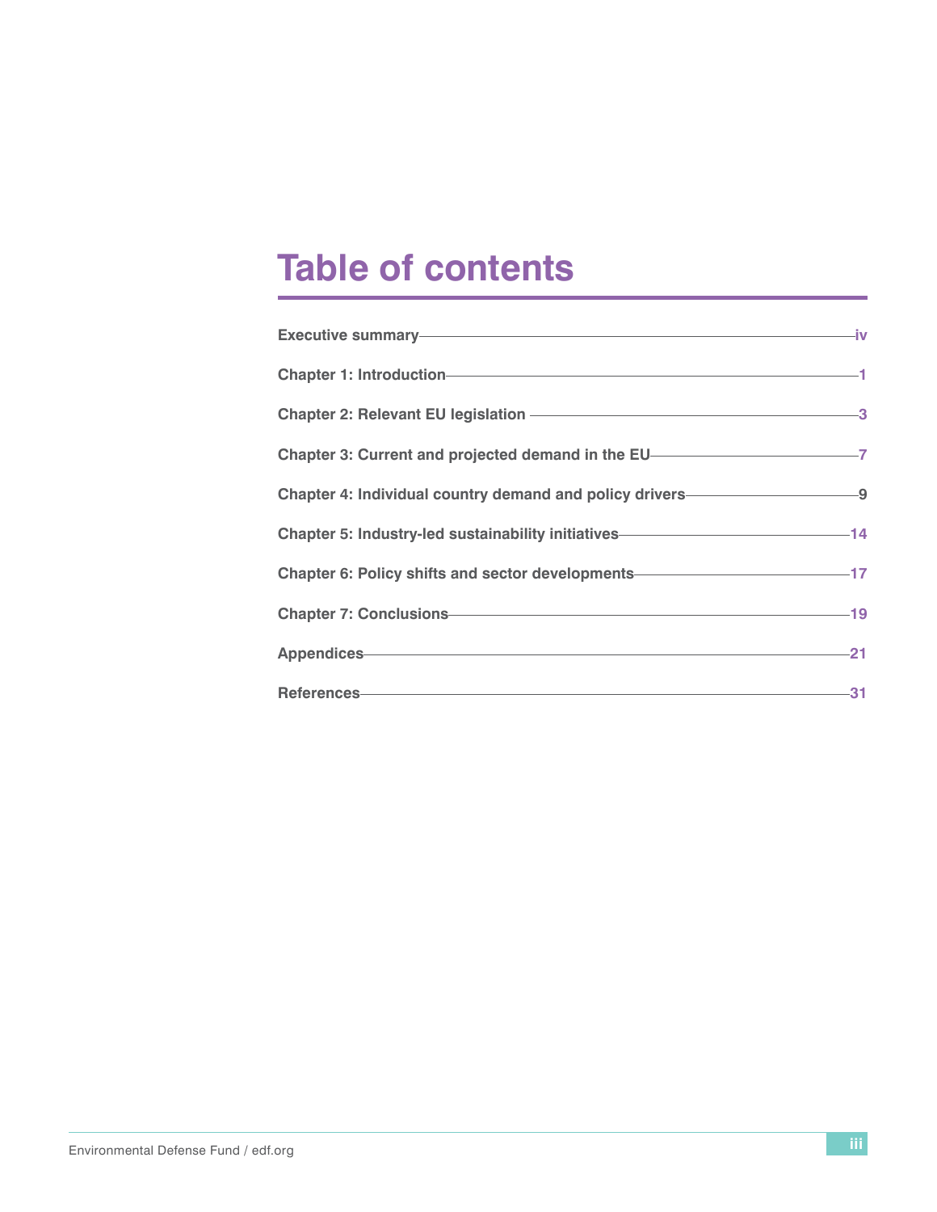# Table of contents

| | |
|---|---|
| **Executive summary** | iv |
| **Chapter 1: Introduction** | 1 |
| **Chapter 2: Relevant EU legislation** | 3 |
| **Chapter 3: Current and projected demand in the EU** | 7 |
| **Chapter 4: Individual country demand and policy drivers** | 9 |
| **Chapter 5: Industry-led sustainability initiatives** | 14 |
| **Chapter 6: Policy shifts and sector developments** | 17 |
| **Chapter 7: Conclusions** | 19 |
| **Appendices** | 21 |
| **References** | 31 |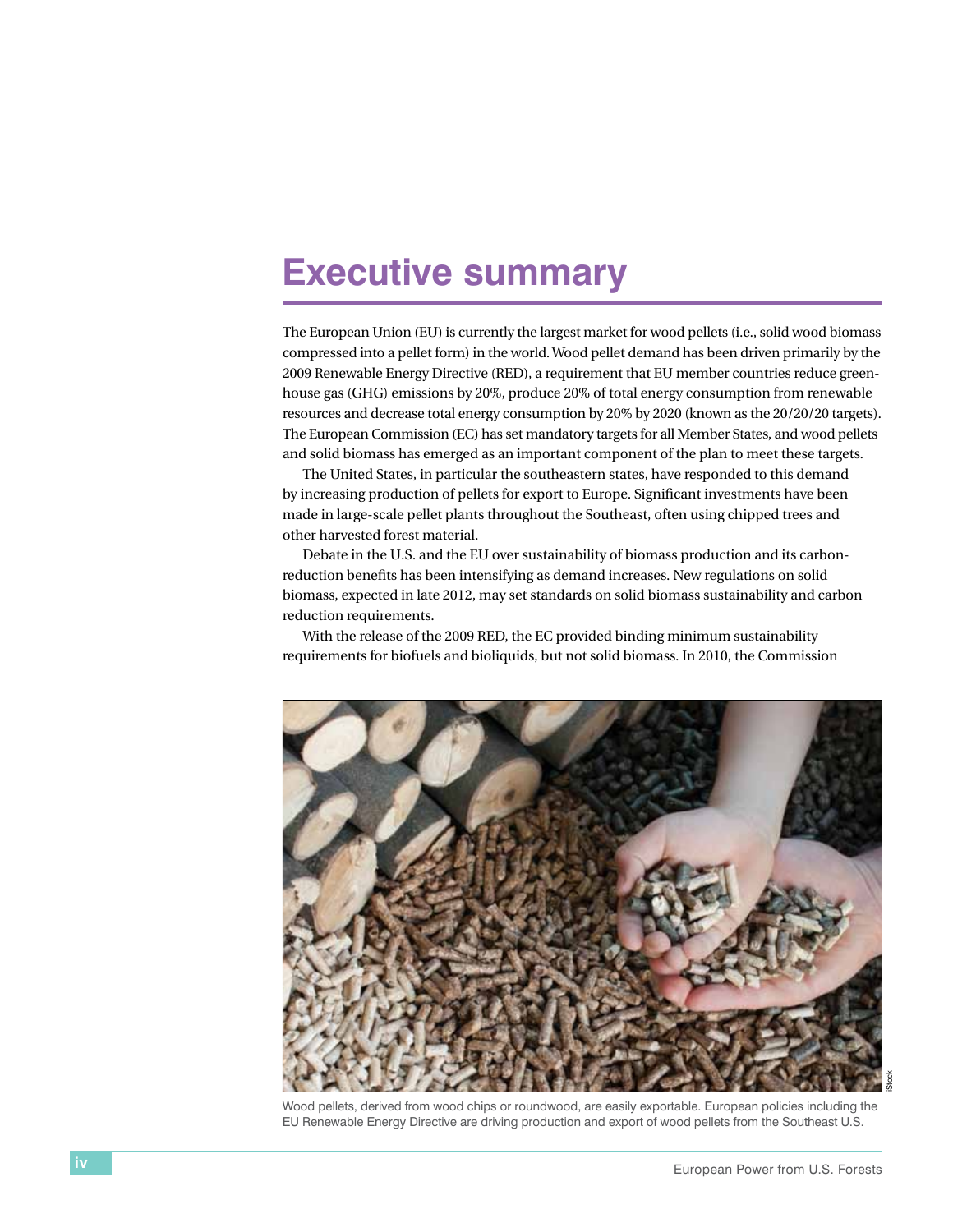# Executive summary

The European Union (EU) is currently the largest market for wood pellets (i.e., solid wood biomass compressed into a pellet form) in the world. Wood pellet demand has been driven primarily by the 2009 Renewable Energy Directive (RED), a requirement that EU member countries reduce greenhouse gas (GHG) emissions by 20%, produce 20% of total energy consumption from renewable resources and decrease total energy consumption by 20% by 2020 (known as the 20/20/20 targets). The European Commission (EC) has set mandatory targets for all Member States, and wood pellets and solid biomass has emerged as an important component of the plan to meet these targets.

The United States, in particular the southeastern states, have responded to this demand by increasing production of pellets for export to Europe. Significant investments have been made in large-scale pellet plants throughout the Southeast, often using chipped trees and other harvested forest material.

Debate in the U.S. and the EU over sustainability of biomass production and its carbon-reduction benefits has been intensifying as demand increases. New regulations on solid biomass, expected in late 2012, may set standards on solid biomass sustainability and carbon reduction requirements.

With the release of the 2009 RED, the EC provided binding minimum sustainability requirements for biofuels and bioliquids, but not solid biomass. In 2010, the Commission

iStock

Wood pellets, derived from wood chips or roundwood, are easily exportable. European policies including the EU Renewable Energy Directive are driving production and export of wood pellets from the Southeast U.S.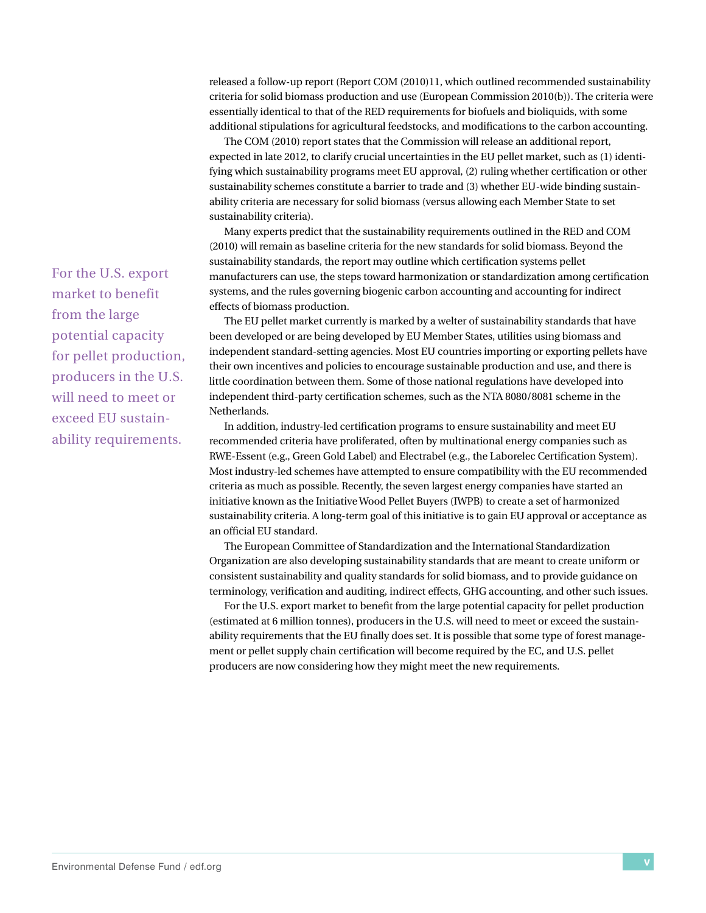released a follow-up report (Report COM (2010)11, which outlined recommended sustainability criteria for solid biomass production and use (European Commission 2010(b)). The criteria were essentially identical to that of the RED requirements for biofuels and bioliquids, with some additional stipulations for agricultural feedstocks, and modifications to the carbon accounting.

The COM (2010) report states that the Commission will release an additional report, expected in late 2012, to clarify crucial uncertainties in the EU pellet market, such as (1) identifying which sustainability programs meet EU approval, (2) ruling whether certification or other sustainability schemes constitute a barrier to trade and (3) whether EU-wide binding sustainability criteria are necessary for solid biomass (versus allowing each Member State to set sustainability criteria).

Many experts predict that the sustainability requirements outlined in the RED and COM (2010) will remain as baseline criteria for the new standards for solid biomass. Beyond the sustainability standards, the report may outline which certification systems pellet manufacturers can use, the steps toward harmonization or standardization among certification systems, and the rules governing biogenic carbon accounting and accounting for indirect effects of biomass production.

> For the U.S. export market to benefit from the large potential capacity for pellet production, producers in the U.S. will need to meet or exceed EU sustainability requirements.

The EU pellet market currently is marked by a welter of sustainability standards that have been developed or are being developed by EU Member States, utilities using biomass and independent standard-setting agencies. Most EU countries importing or exporting pellets have their own incentives and policies to encourage sustainable production and use, and there is little coordination between them. Some of those national regulations have developed into independent third-party certification schemes, such as the NTA 8080/8081 scheme in the Netherlands.

In addition, industry-led certification programs to ensure sustainability and meet EU recommended criteria have proliferated, often by multinational energy companies such as RWE-Essent (e.g., Green Gold Label) and Electrabel (e.g., the Laborelec Certification System). Most industry-led schemes have attempted to ensure compatibility with the EU recommended criteria as much as possible. Recently, the seven largest energy companies have started an initiative known as the Initiative Wood Pellet Buyers (IWPB) to create a set of harmonized sustainability criteria. A long-term goal of this initiative is to gain EU approval or acceptance as an official EU standard.

The European Committee of Standardization and the International Standardization Organization are also developing sustainability standards that are meant to create uniform or consistent sustainability and quality standards for solid biomass, and to provide guidance on terminology, verification and auditing, indirect effects, GHG accounting, and other such issues.

For the U.S. export market to benefit from the large potential capacity for pellet production (estimated at 6 million tonnes), producers in the U.S. will need to meet or exceed the sustainability requirements that the EU finally does set. It is possible that some type of forest management or pellet supply chain certification will become required by the EC, and U.S. pellet producers are now considering how they might meet the new requirements.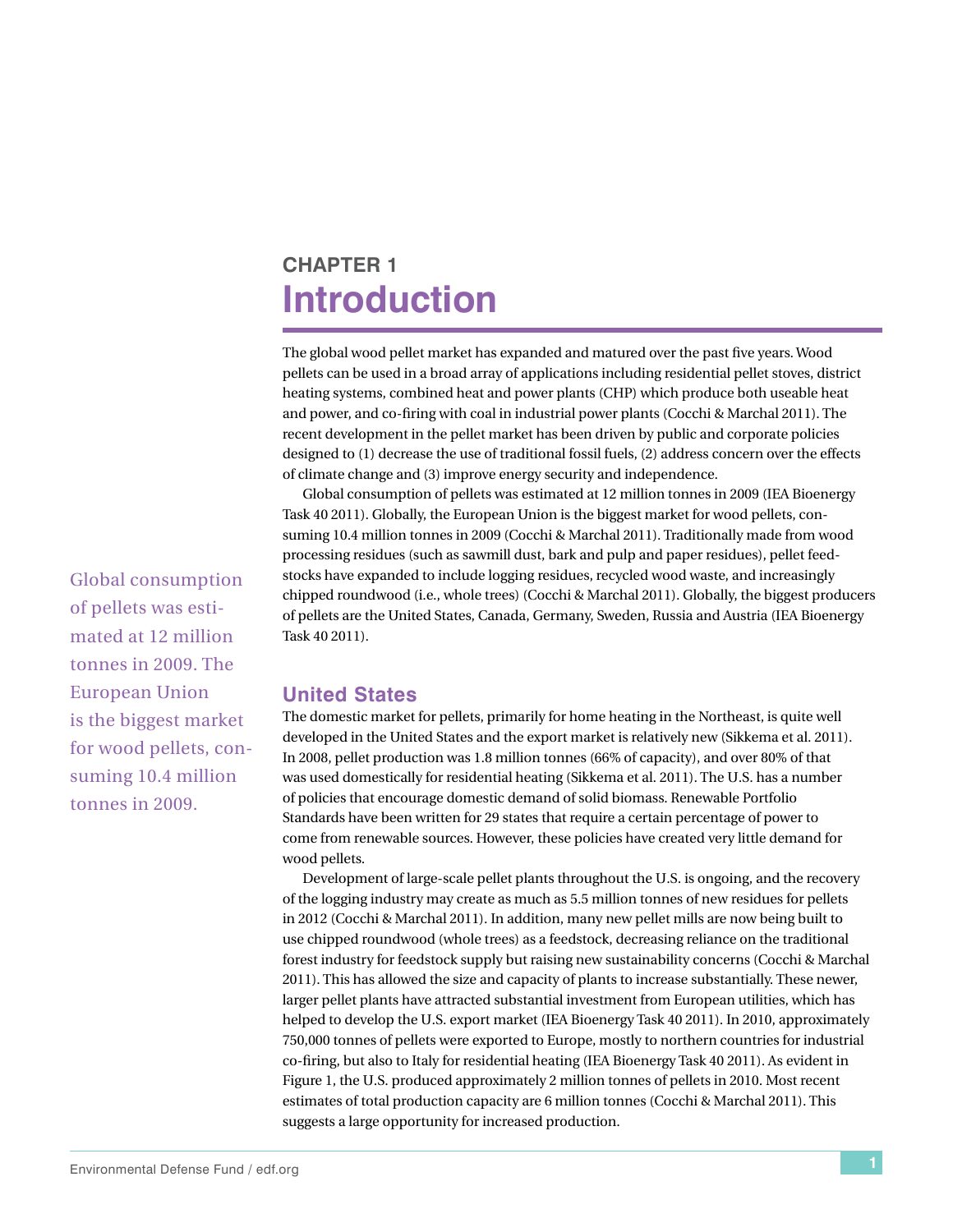# CHAPTER 1
# Introduction

The global wood pellet market has expanded and matured over the past five years. Wood pellets can be used in a broad array of applications including residential pellet stoves, district heating systems, combined heat and power plants (CHP) which produce both useable heat and power, and co-firing with coal in industrial power plants (Cocchi & Marchal 2011). The recent development in the pellet market has been driven by public and corporate policies designed to (1) decrease the use of traditional fossil fuels, (2) address concern over the effects of climate change and (3) improve energy security and independence.

Global consumption of pellets was estimated at 12 million tonnes in 2009 (IEA Bioenergy Task 40 2011). Globally, the European Union is the biggest market for wood pellets, consuming 10.4 million tonnes in 2009 (Cocchi & Marchal 2011). Traditionally made from wood processing residues (such as sawmill dust, bark and pulp and paper residues), pellet feedstocks have expanded to include logging residues, recycled wood waste, and increasingly chipped roundwood (i.e., whole trees) (Cocchi & Marchal 2011). Globally, the biggest producers of pellets are the United States, Canada, Germany, Sweden, Russia and Austria (IEA Bioenergy Task 40 2011).

> Global consumption of pellets was estimated at 12 million tonnes in 2009. The European Union is the biggest market for wood pellets, consuming 10.4 million tonnes in 2009.

## United States

The domestic market for pellets, primarily for home heating in the Northeast, is quite well developed in the United States and the export market is relatively new (Sikkema et al. 2011). In 2008, pellet production was 1.8 million tonnes (66% of capacity), and over 80% of that was used domestically for residential heating (Sikkema et al. 2011). The U.S. has a number of policies that encourage domestic demand of solid biomass. Renewable Portfolio Standards have been written for 29 states that require a certain percentage of power to come from renewable sources. However, these policies have created very little demand for wood pellets.

Development of large-scale pellet plants throughout the U.S. is ongoing, and the recovery of the logging industry may create as much as 5.5 million tonnes of new residues for pellets in 2012 (Cocchi & Marchal 2011). In addition, many new pellet mills are now being built to use chipped roundwood (whole trees) as a feedstock, decreasing reliance on the traditional forest industry for feedstock supply but raising new sustainability concerns (Cocchi & Marchal 2011). This has allowed the size and capacity of plants to increase substantially. These newer, larger pellet plants have attracted substantial investment from European utilities, which has helped to develop the U.S. export market (IEA Bioenergy Task 40 2011). In 2010, approximately 750,000 tonnes of pellets were exported to Europe, mostly to northern countries for industrial co-firing, but also to Italy for residential heating (IEA Bioenergy Task 40 2011). As evident in Figure 1, the U.S. produced approximately 2 million tonnes of pellets in 2010. Most recent estimates of total production capacity are 6 million tonnes (Cocchi & Marchal 2011). This suggests a large opportunity for increased production.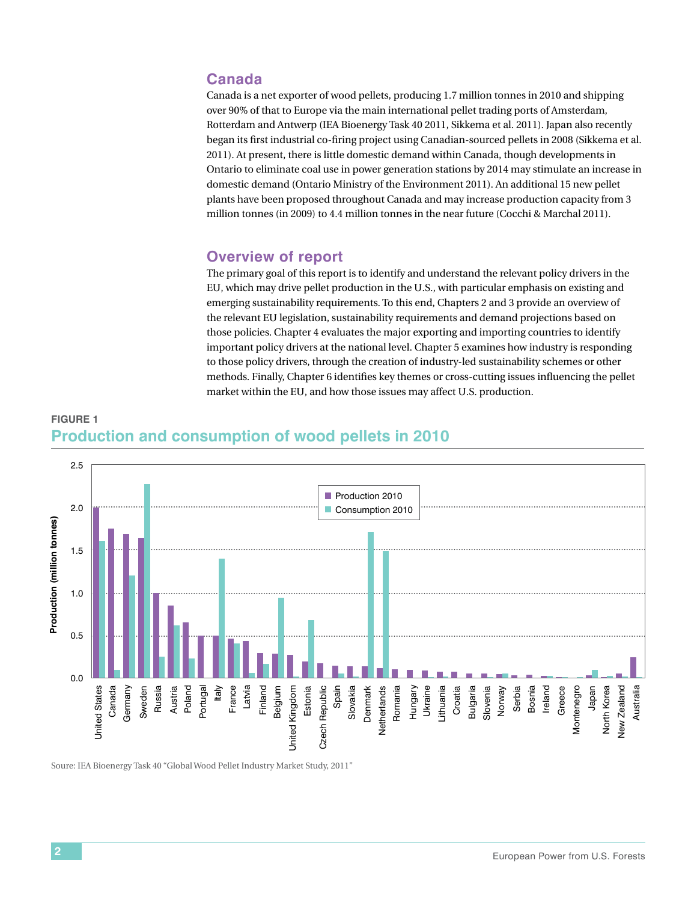## Canada

Canada is a net exporter of wood pellets, producing 1.7 million tonnes in 2010 and shipping over 90% of that to Europe via the main international pellet trading ports of Amsterdam, Rotterdam and Antwerp (IEA Bioenergy Task 40 2011, Sikkema et al. 2011). Japan also recently began its first industrial co-firing project using Canadian-sourced pellets in 2008 (Sikkema et al. 2011). At present, there is little domestic demand within Canada, though developments in Ontario to eliminate coal use in power generation stations by 2014 may stimulate an increase in domestic demand (Ontario Ministry of the Environment 2011). An additional 15 new pellet plants have been proposed throughout Canada and may increase production capacity from 3 million tonnes (in 2009) to 4.4 million tonnes in the near future (Cocchi & Marchal 2011).

## Overview of report

The primary goal of this report is to identify and understand the relevant policy drivers in the EU, which may drive pellet production in the U.S., with particular emphasis on existing and emerging sustainability requirements. To this end, Chapters 2 and 3 provide an overview of the relevant EU legislation, sustainability requirements and demand projections based on those policies. Chapter 4 evaluates the major exporting and importing countries to identify important policy drivers at the national level. Chapter 5 examines how industry is responding to those policy drivers, through the creation of industry-led sustainability schemes or other methods. Finally, Chapter 6 identifies key themes or cross-cutting issues influencing the pellet market within the EU, and how those issues may affect U.S. production.

**FIGURE 1**

### Production and consumption of wood pellets in 2010

Soure: IEA Bioenergy Task 40 "Global Wood Pellet Industry Market Study, 2011"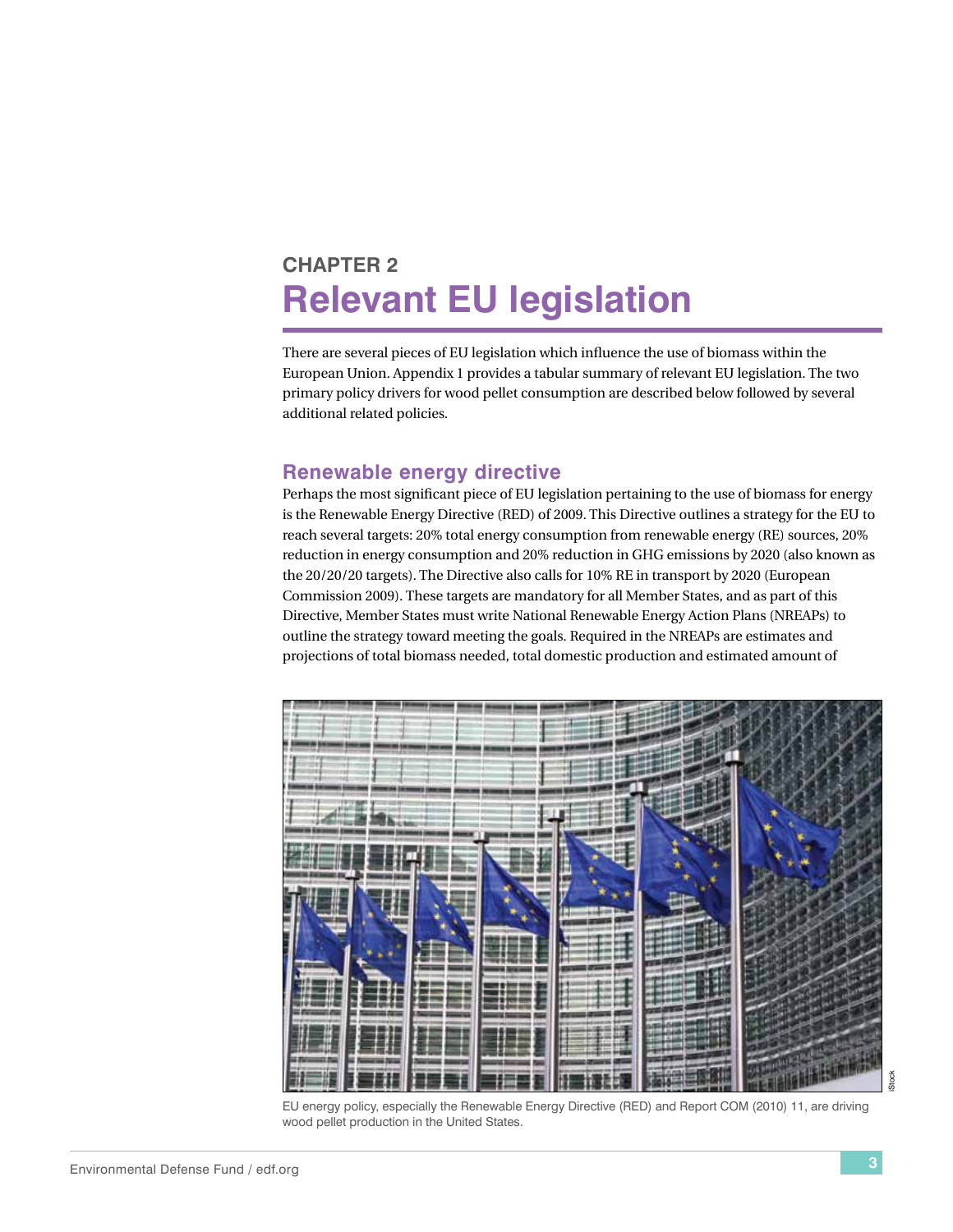## CHAPTER 2

# Relevant EU legislation

There are several pieces of EU legislation which influence the use of biomass within the European Union. Appendix 1 provides a tabular summary of relevant EU legislation. The two primary policy drivers for wood pellet consumption are described below followed by several additional related policies.

### Renewable energy directive

Perhaps the most significant piece of EU legislation pertaining to the use of biomass for energy is the Renewable Energy Directive (RED) of 2009. This Directive outlines a strategy for the EU to reach several targets: 20% total energy consumption from renewable energy (RE) sources, 20% reduction in energy consumption and 20% reduction in GHG emissions by 2020 (also known as the 20/20/20 targets). The Directive also calls for 10% RE in transport by 2020 (European Commission 2009). These targets are mandatory for all Member States, and as part of this Directive, Member States must write National Renewable Energy Action Plans (NREAPs) to outline the strategy toward meeting the goals. Required in the NREAPs are estimates and projections of total biomass needed, total domestic production and estimated amount of

EU energy policy, especially the Renewable Energy Directive (RED) and Report COM (2010) 11, are driving wood pellet production in the United States.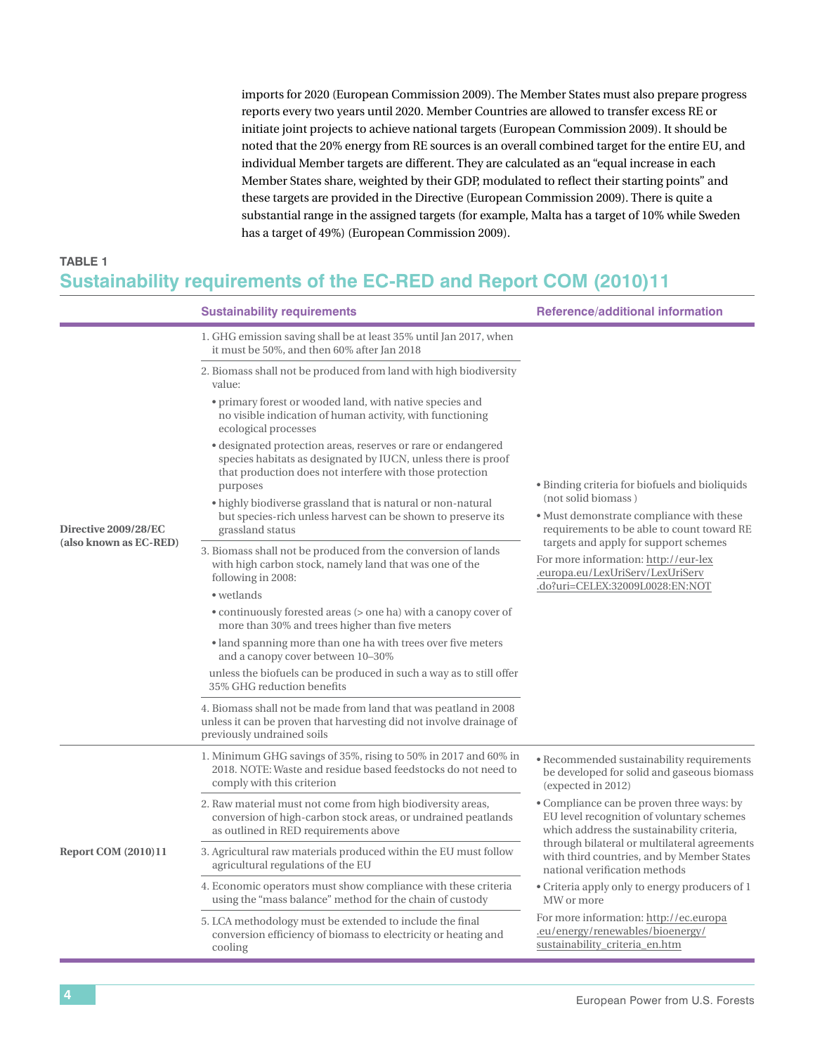imports for 2020 (European Commission 2009). The Member States must also prepare progress reports every two years until 2020. Member Countries are allowed to transfer excess RE or initiate joint projects to achieve national targets (European Commission 2009). It should be noted that the 20% energy from RE sources is an overall combined target for the entire EU, and individual Member targets are different. They are calculated as an "equal increase in each Member States share, weighted by their GDP, modulated to reflect their starting points" and these targets are provided in the Directive (European Commission 2009). There is quite a substantial range in the assigned targets (for example, Malta has a target of 10% while Sweden has a target of 49%) (European Commission 2009).

**TABLE 1**

## Sustainability requirements of the EC-RED and Report COM (2010)11

| | Sustainability requirements | Reference/additional information |
|---|---|---|
| **Directive 2009/28/EC (also known as EC-RED)** | 1. GHG emission saving shall be at least 35% until Jan 2017, when it must be 50%, and then 60% after Jan 2018<br><br>2. Biomass shall not be produced from land with high biodiversity value:<br>• primary forest or wooded land, with native species and no visible indication of human activity, with functioning ecological processes<br>• designated protection areas, reserves or rare or endangered species habitats as designated by IUCN, unless there is proof that production does not interfere with those protection purposes<br>• highly biodiverse grassland that is natural or non-natural but species-rich unless harvest can be shown to preserve its grassland status<br><br>3. Biomass shall not be produced from the conversion of lands with high carbon stock, namely land that was one of the following in 2008:<br>• wetlands<br>• continuously forested areas (> one ha) with a canopy cover of more than 30% and trees higher than five meters<br>• land spanning more than one ha with trees over five meters and a canopy cover between 10–30%<br>unless the biofuels can be produced in such a way as to still offer 35% GHG reduction benefits<br><br>4. Biomass shall not be made from land that was peatland in 2008 unless it can be proven that harvesting did not involve drainage of previously undrained soils | • Binding criteria for biofuels and bioliquids (not solid biomass )<br>• Must demonstrate compliance with these requirements to be able to count toward RE targets and apply for support schemes<br>For more information: http://eur-lex.europa.eu/LexUriServ/LexUriServ.do?uri=CELEX:32009L0028:EN:NOT |
| **Report COM (2010)11** | 1. Minimum GHG savings of 35%, rising to 50% in 2017 and 60% in 2018. NOTE: Waste and residue based feedstocks do not need to comply with this criterion<br><br>2. Raw material must not come from high biodiversity areas, conversion of high-carbon stock areas, or undrained peatlands as outlined in RED requirements above<br><br>3. Agricultural raw materials produced within the EU must follow agricultural regulations of the EU<br><br>4. Economic operators must show compliance with these criteria using the "mass balance" method for the chain of custody<br><br>5. LCA methodology must be extended to include the final conversion efficiency of biomass to electricity or heating and cooling | • Recommended sustainability requirements be developed for solid and gaseous biomass (expected in 2012)<br>• Compliance can be proven three ways: by EU level recognition of voluntary schemes which address the sustainability criteria, through bilateral or multilateral agreements with third countries, and by Member States national verification methods<br>• Criteria apply only to energy producers of 1 MW or more<br>For more information: http://ec.europa.eu/energy/renewables/bioenergy/sustainability_criteria_en.htm |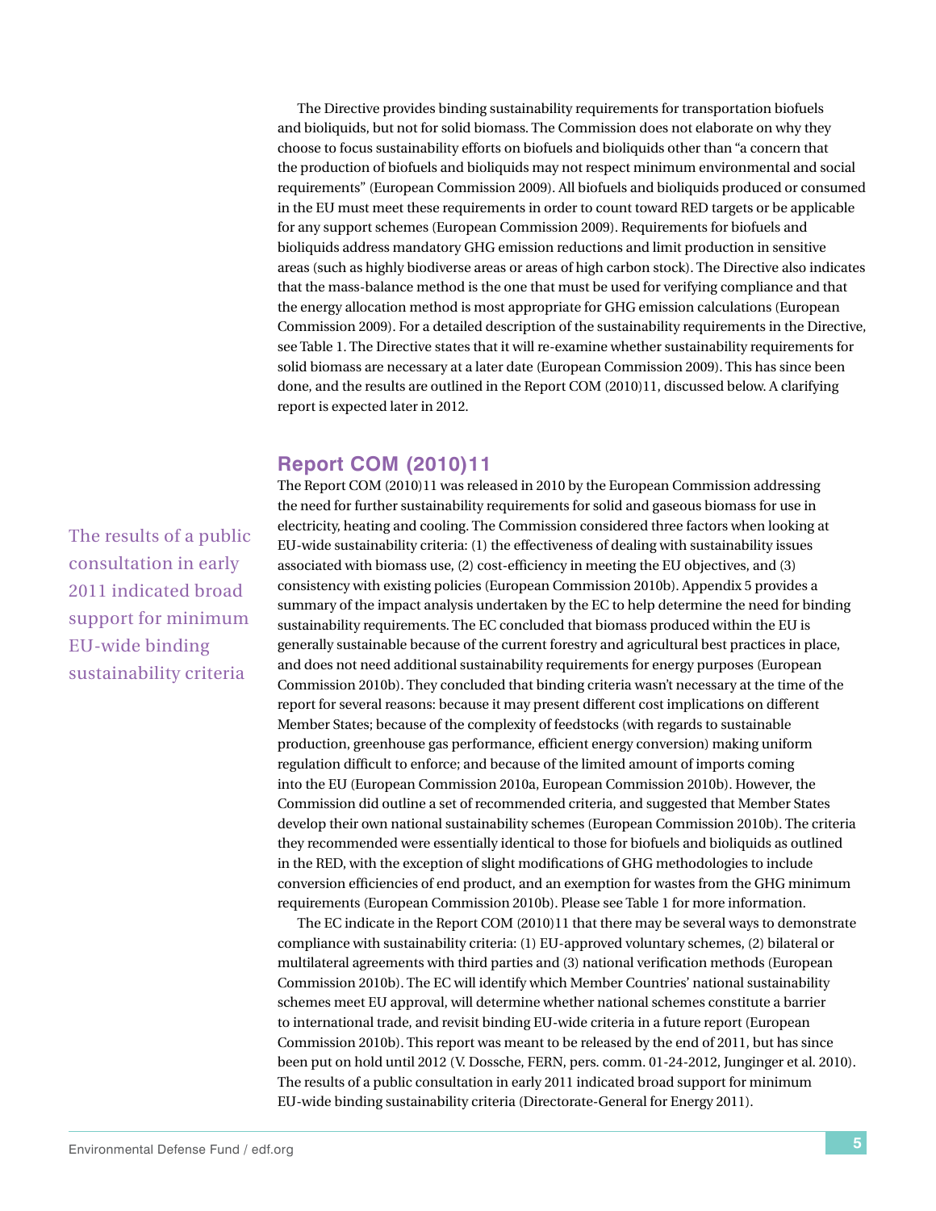The Directive provides binding sustainability requirements for transportation biofuels and bioliquids, but not for solid biomass. The Commission does not elaborate on why they choose to focus sustainability efforts on biofuels and bioliquids other than "a concern that the production of biofuels and bioliquids may not respect minimum environmental and social requirements" (European Commission 2009). All biofuels and bioliquids produced or consumed in the EU must meet these requirements in order to count toward RED targets or be applicable for any support schemes (European Commission 2009). Requirements for biofuels and bioliquids address mandatory GHG emission reductions and limit production in sensitive areas (such as highly biodiverse areas or areas of high carbon stock). The Directive also indicates that the mass-balance method is the one that must be used for verifying compliance and that the energy allocation method is most appropriate for GHG emission calculations (European Commission 2009). For a detailed description of the sustainability requirements in the Directive, see Table 1. The Directive states that it will re-examine whether sustainability requirements for solid biomass are necessary at a later date (European Commission 2009). This has since been done, and the results are outlined in the Report COM (2010)11, discussed below. A clarifying report is expected later in 2012.

## Report COM (2010)11

The Report COM (2010)11 was released in 2010 by the European Commission addressing the need for further sustainability requirements for solid and gaseous biomass for use in electricity, heating and cooling. The Commission considered three factors when looking at EU-wide sustainability criteria: (1) the effectiveness of dealing with sustainability issues associated with biomass use, (2) cost-efficiency in meeting the EU objectives, and (3) consistency with existing policies (European Commission 2010b). Appendix 5 provides a summary of the impact analysis undertaken by the EC to help determine the need for binding sustainability requirements. The EC concluded that biomass produced within the EU is generally sustainable because of the current forestry and agricultural best practices in place, and does not need additional sustainability requirements for energy purposes (European Commission 2010b). They concluded that binding criteria wasn't necessary at the time of the report for several reasons: because it may present different cost implications on different Member States; because of the complexity of feedstocks (with regards to sustainable production, greenhouse gas performance, efficient energy conversion) making uniform regulation difficult to enforce; and because of the limited amount of imports coming into the EU (European Commission 2010a, European Commission 2010b). However, the Commission did outline a set of recommended criteria, and suggested that Member States develop their own national sustainability schemes (European Commission 2010b). The criteria they recommended were essentially identical to those for biofuels and bioliquids as outlined in the RED, with the exception of slight modifications of GHG methodologies to include conversion efficiencies of end product, and an exemption for wastes from the GHG minimum requirements (European Commission 2010b). Please see Table 1 for more information.

The EC indicate in the Report COM (2010)11 that there may be several ways to demonstrate compliance with sustainability criteria: (1) EU-approved voluntary schemes, (2) bilateral or multilateral agreements with third parties and (3) national verification methods (European Commission 2010b). The EC will identify which Member Countries' national sustainability schemes meet EU approval, will determine whether national schemes constitute a barrier to international trade, and revisit binding EU-wide criteria in a future report (European Commission 2010b). This report was meant to be released by the end of 2011, but has since been put on hold until 2012 (V. Dossche, FERN, pers. comm. 01-24-2012, Junginger et al. 2010). The results of a public consultation in early 2011 indicated broad support for minimum EU-wide binding sustainability criteria (Directorate-General for Energy 2011).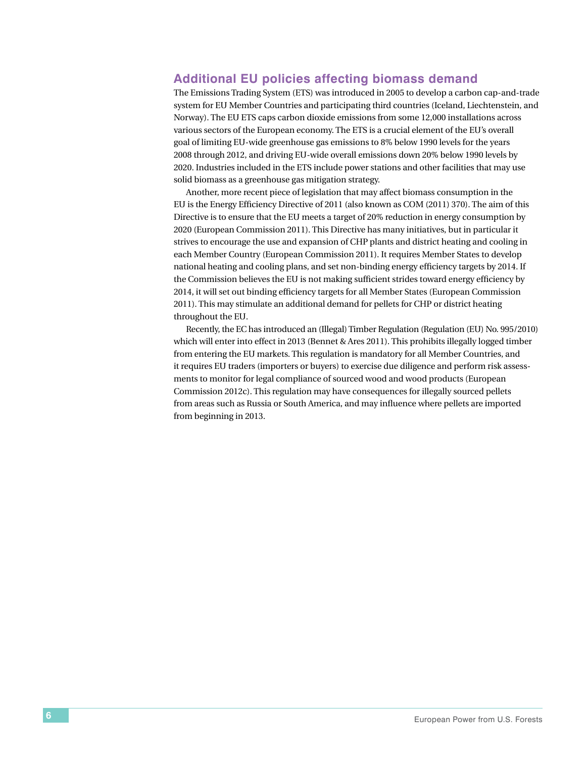## Additional EU policies affecting biomass demand

The Emissions Trading System (ETS) was introduced in 2005 to develop a carbon cap-and-trade system for EU Member Countries and participating third countries (Iceland, Liechtenstein, and Norway). The EU ETS caps carbon dioxide emissions from some 12,000 installations across various sectors of the European economy. The ETS is a crucial element of the EU's overall goal of limiting EU-wide greenhouse gas emissions to 8% below 1990 levels for the years 2008 through 2012, and driving EU-wide overall emissions down 20% below 1990 levels by 2020. Industries included in the ETS include power stations and other facilities that may use solid biomass as a greenhouse gas mitigation strategy.

Another, more recent piece of legislation that may affect biomass consumption in the EU is the Energy Efficiency Directive of 2011 (also known as COM (2011) 370). The aim of this Directive is to ensure that the EU meets a target of 20% reduction in energy consumption by 2020 (European Commission 2011). This Directive has many initiatives, but in particular it strives to encourage the use and expansion of CHP plants and district heating and cooling in each Member Country (European Commission 2011). It requires Member States to develop national heating and cooling plans, and set non-binding energy efficiency targets by 2014. If the Commission believes the EU is not making sufficient strides toward energy efficiency by 2014, it will set out binding efficiency targets for all Member States (European Commission 2011). This may stimulate an additional demand for pellets for CHP or district heating throughout the EU.

Recently, the EC has introduced an (Illegal) Timber Regulation (Regulation (EU) No. 995/2010) which will enter into effect in 2013 (Bennet & Ares 2011). This prohibits illegally logged timber from entering the EU markets. This regulation is mandatory for all Member Countries, and it requires EU traders (importers or buyers) to exercise due diligence and perform risk assessments to monitor for legal compliance of sourced wood and wood products (European Commission 2012c). This regulation may have consequences for illegally sourced pellets from areas such as Russia or South America, and may influence where pellets are imported from beginning in 2013.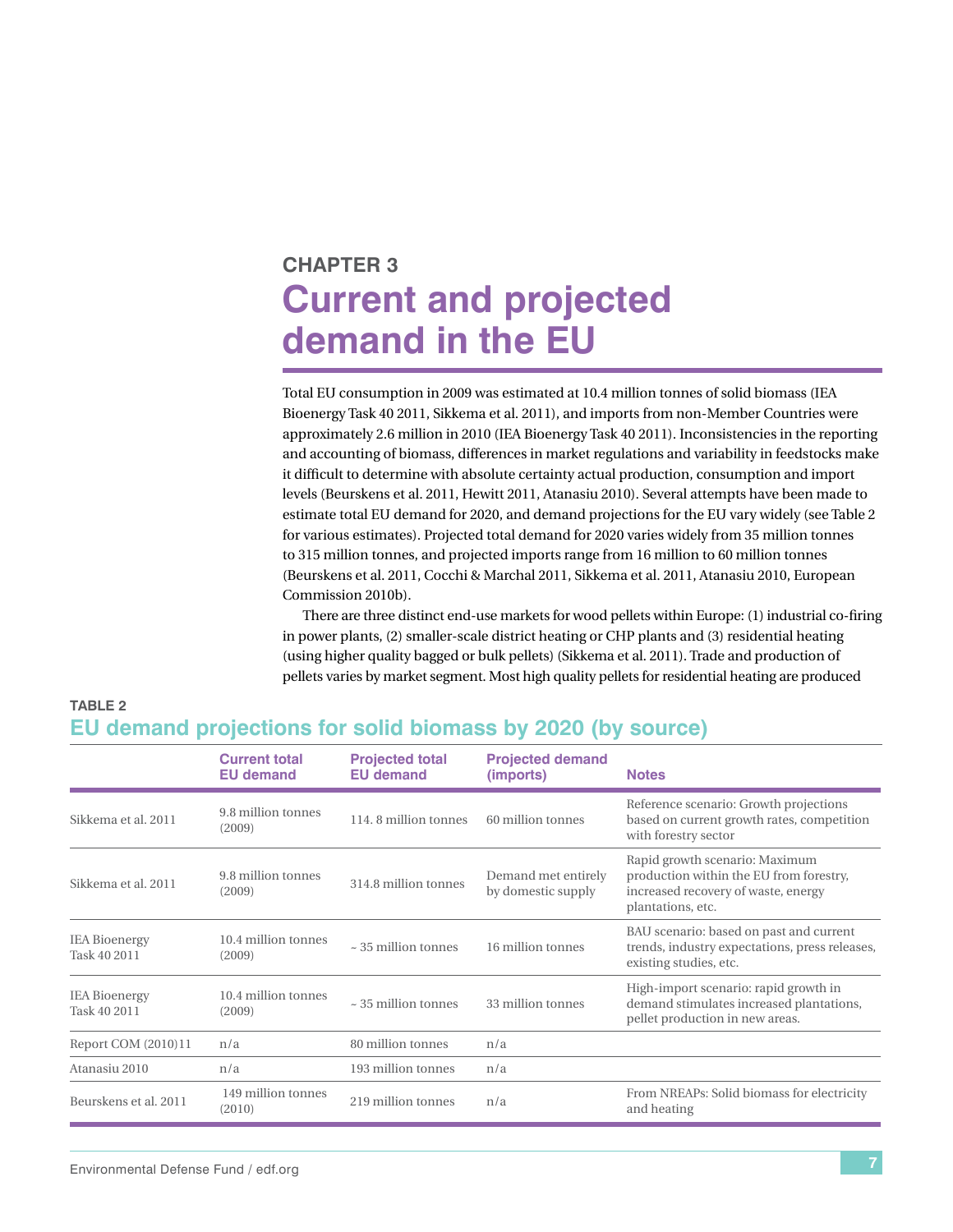## CHAPTER 3

# Current and projected demand in the EU

Total EU consumption in 2009 was estimated at 10.4 million tonnes of solid biomass (IEA Bioenergy Task 40 2011, Sikkema et al. 2011), and imports from non-Member Countries were approximately 2.6 million in 2010 (IEA Bioenergy Task 40 2011). Inconsistencies in the reporting and accounting of biomass, differences in market regulations and variability in feedstocks make it difficult to determine with absolute certainty actual production, consumption and import levels (Beurskens et al. 2011, Hewitt 2011, Atanasiu 2010). Several attempts have been made to estimate total EU demand for 2020, and demand projections for the EU vary widely (see Table 2 for various estimates). Projected total demand for 2020 varies widely from 35 million tonnes to 315 million tonnes, and projected imports range from 16 million to 60 million tonnes (Beurskens et al. 2011, Cocchi & Marchal 2011, Sikkema et al. 2011, Atanasiu 2010, European Commission 2010b).

There are three distinct end-use markets for wood pellets within Europe: (1) industrial co-firing in power plants, (2) smaller-scale district heating or CHP plants and (3) residential heating (using higher quality bagged or bulk pellets) (Sikkema et al. 2011). Trade and production of pellets varies by market segment. Most high quality pellets for residential heating are produced

**TABLE 2**

### EU demand projections for solid biomass by 2020 (by source)

| | Current total EU demand | Projected total EU demand | Projected demand (imports) | Notes |
|---|---|---|---|---|
| Sikkema et al. 2011 | 9.8 million tonnes (2009) | 114. 8 million tonnes | 60 million tonnes | Reference scenario: Growth projections based on current growth rates, competition with forestry sector |
| Sikkema et al. 2011 | 9.8 million tonnes (2009) | 314.8 million tonnes | Demand met entirely by domestic supply | Rapid growth scenario: Maximum production within the EU from forestry, increased recovery of waste, energy plantations, etc. |
| IEA Bioenergy Task 40 2011 | 10.4 million tonnes (2009) | ~ 35 million tonnes | 16 million tonnes | BAU scenario: based on past and current trends, industry expectations, press releases, existing studies, etc. |
| IEA Bioenergy Task 40 2011 | 10.4 million tonnes (2009) | ~ 35 million tonnes | 33 million tonnes | High-import scenario: rapid growth in demand stimulates increased plantations, pellet production in new areas. |
| Report COM (2010)11 | n/a | 80 million tonnes | n/a | |
| Atanasiu 2010 | n/a | 193 million tonnes | n/a | |
| Beurskens et al. 2011 | 149 million tonnes (2010) | 219 million tonnes | n/a | From NREAPs: Solid biomass for electricity and heating |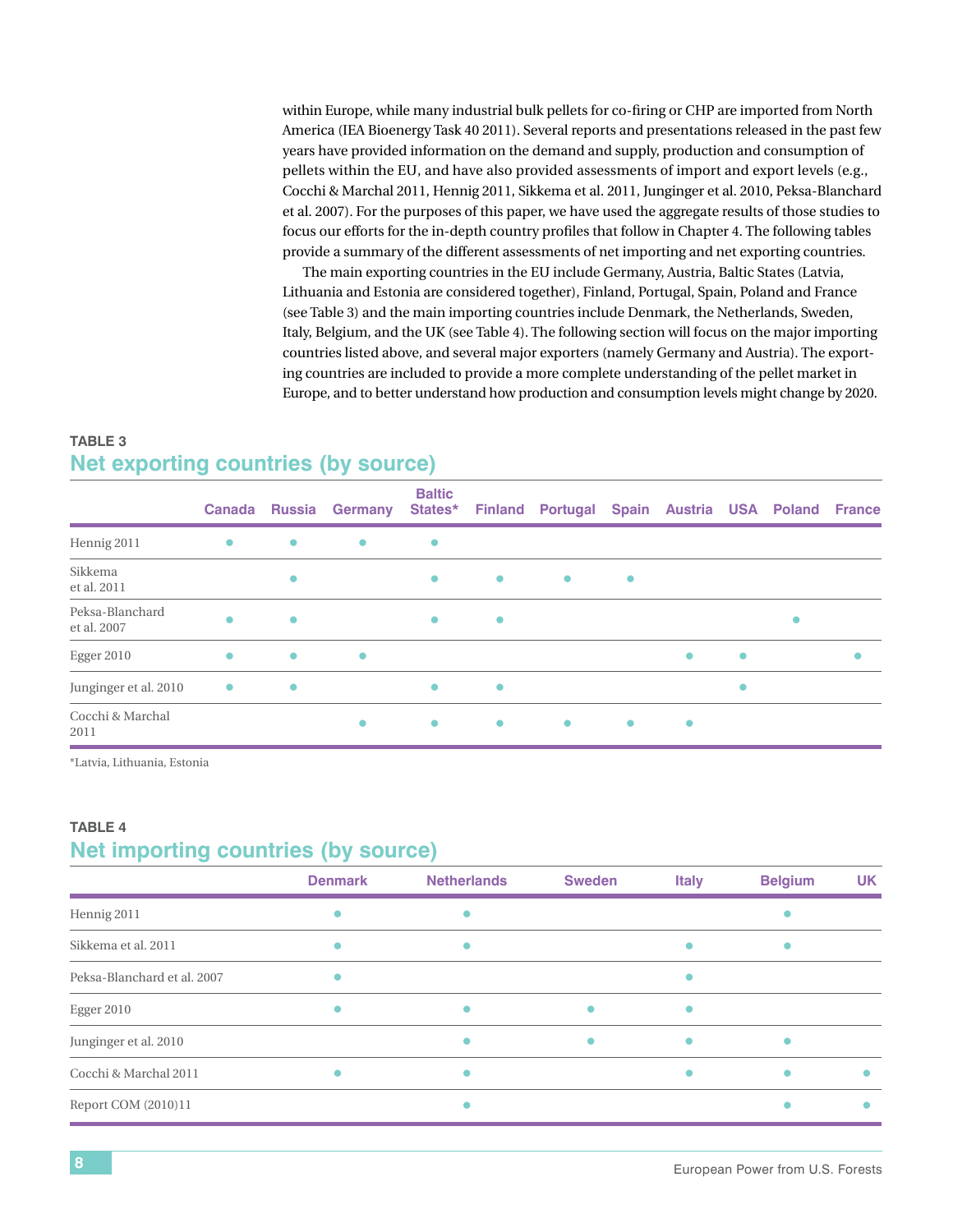within Europe, while many industrial bulk pellets for co-firing or CHP are imported from North America (IEA Bioenergy Task 40 2011). Several reports and presentations released in the past few years have provided information on the demand and supply, production and consumption of pellets within the EU, and have also provided assessments of import and export levels (e.g., Cocchi & Marchal 2011, Hennig 2011, Sikkema et al. 2011, Junginger et al. 2010, Peksa-Blanchard et al. 2007). For the purposes of this paper, we have used the aggregate results of those studies to focus our efforts for the in-depth country profiles that follow in Chapter 4. The following tables provide a summary of the different assessments of net importing and net exporting countries.

The main exporting countries in the EU include Germany, Austria, Baltic States (Latvia, Lithuania and Estonia are considered together), Finland, Portugal, Spain, Poland and France (see Table 3) and the main importing countries include Denmark, the Netherlands, Sweden, Italy, Belgium, and the UK (see Table 4). The following section will focus on the major importing countries listed above, and several major exporters (namely Germany and Austria). The exporting countries are included to provide a more complete understanding of the pellet market in Europe, and to better understand how production and consumption levels might change by 2020.

**TABLE 3**

## Net exporting countries (by source)

| | Canada | Russia | Germany | Baltic States* | Finland | Portugal | Spain | Austria | USA | Poland | France |
|---|---|---|---|---|---|---|---|---|---|---|---|
| Hennig 2011 | ● | ● | ● | ● | | | | | | | |
| Sikkema et al. 2011 | | ● | | ● | ● | ● | ● | | | | |
| Peksa-Blanchard et al. 2007 | ● | ● | | ● | ● | | | | | ● | |
| Egger 2010 | ● | ● | ● | | | | | ● | ● | | ● |
| Junginger et al. 2010 | ● | ● | | ● | ● | | | | ● | | |
| Cocchi & Marchal 2011 | | | ● | ● | ● | ● | ● | ● | | | |

*Latvia, Lithuania, Estonia

**TABLE 4**

## Net importing countries (by source)

| | Denmark | Netherlands | Sweden | Italy | Belgium | UK |
|---|---|---|---|---|---|---|
| Hennig 2011 | ● | ● | | | ● | |
| Sikkema et al. 2011 | ● | ● | | ● | ● | |
| Peksa-Blanchard et al. 2007 | ● | | | ● | | |
| Egger 2010 | ● | ● | ● | ● | | |
| Junginger et al. 2010 | | ● | ● | ● | ● | |
| Cocchi & Marchal 2011 | ● | ● | | ● | ● | ● |
| Report COM (2010)11 | | ● | | | ● | ● |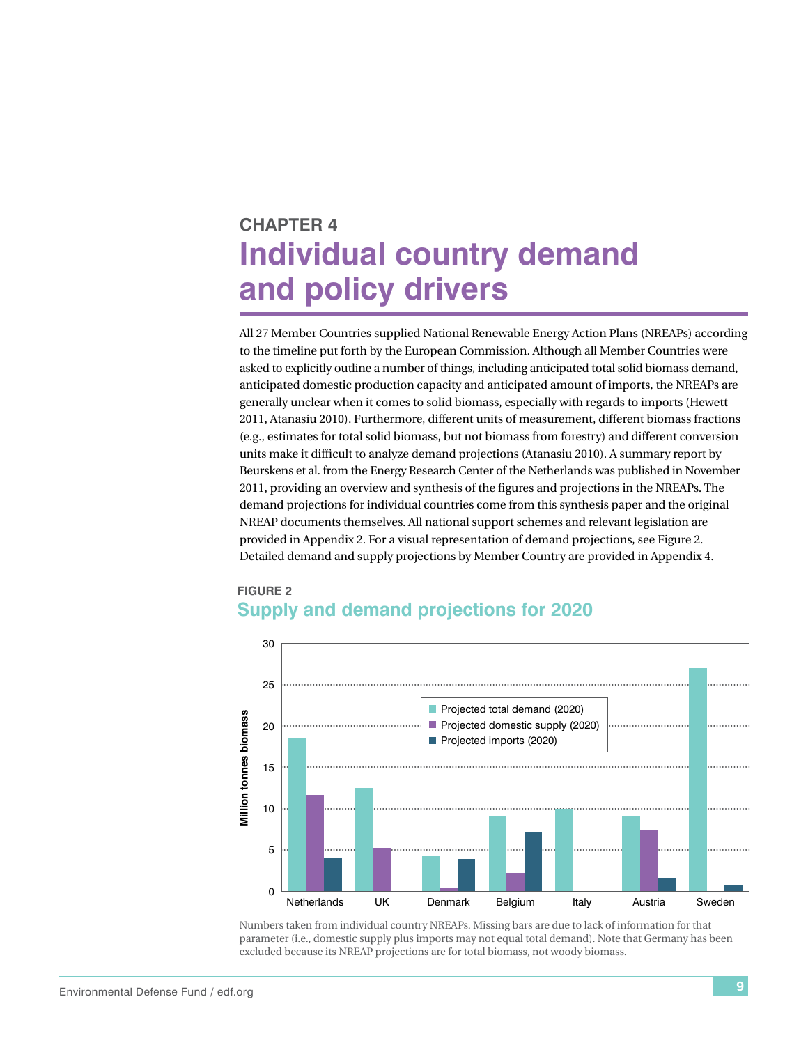## CHAPTER 4

# Individual country demand and policy drivers

All 27 Member Countries supplied National Renewable Energy Action Plans (NREAPs) according to the timeline put forth by the European Commission. Although all Member Countries were asked to explicitly outline a number of things, including anticipated total solid biomass demand, anticipated domestic production capacity and anticipated amount of imports, the NREAPs are generally unclear when it comes to solid biomass, especially with regards to imports (Hewett 2011, Atanasiu 2010). Furthermore, different units of measurement, different biomass fractions (e.g., estimates for total solid biomass, but not biomass from forestry) and different conversion units make it difficult to analyze demand projections (Atanasiu 2010). A summary report by Beurskens et al. from the Energy Research Center of the Netherlands was published in November 2011, providing an overview and synthesis of the figures and projections in the NREAPs. The demand projections for individual countries come from this synthesis paper and the original NREAP documents themselves. All national support schemes and relevant legislation are provided in Appendix 2. For a visual representation of demand projections, see Figure 2. Detailed demand and supply projections by Member Country are provided in Appendix 4.

**FIGURE 2**

### Supply and demand projections for 2020

Numbers taken from individual country NREAPs. Missing bars are due to lack of information for that parameter (i.e., domestic supply plus imports may not equal total demand). Note that Germany has been excluded because its NREAP projections are for total biomass, not woody biomass.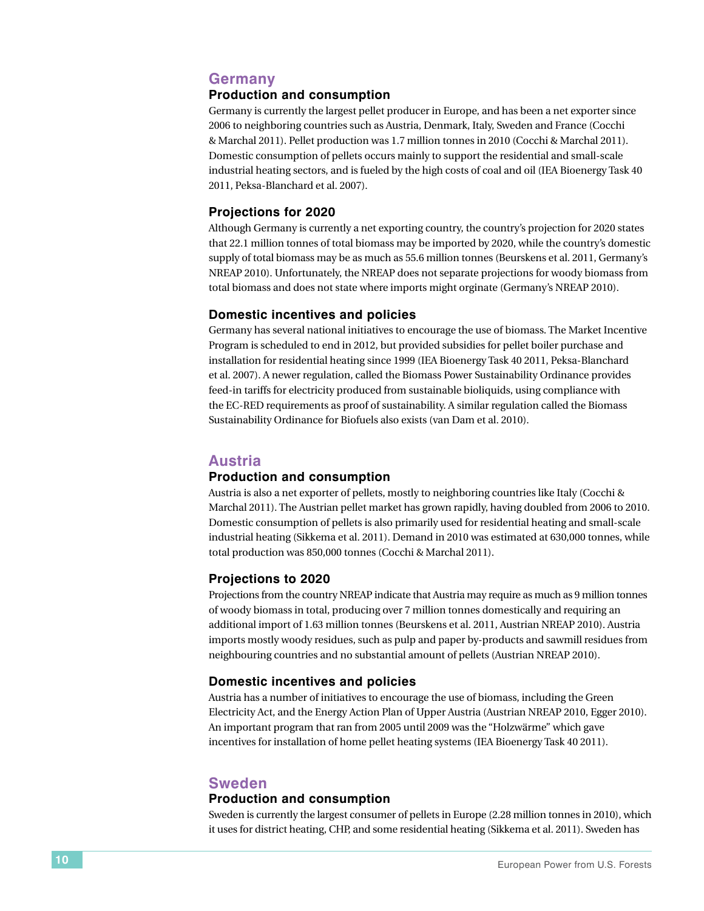## Germany

### Production and consumption

Germany is currently the largest pellet producer in Europe, and has been a net exporter since 2006 to neighboring countries such as Austria, Denmark, Italy, Sweden and France (Cocchi & Marchal 2011). Pellet production was 1.7 million tonnes in 2010 (Cocchi & Marchal 2011). Domestic consumption of pellets occurs mainly to support the residential and small-scale industrial heating sectors, and is fueled by the high costs of coal and oil (IEA Bioenergy Task 40 2011, Peksa-Blanchard et al. 2007).

### Projections for 2020

Although Germany is currently a net exporting country, the country's projection for 2020 states that 22.1 million tonnes of total biomass may be imported by 2020, while the country's domestic supply of total biomass may be as much as 55.6 million tonnes (Beurskens et al. 2011, Germany's NREAP 2010). Unfortunately, the NREAP does not separate projections for woody biomass from total biomass and does not state where imports might orginate (Germany's NREAP 2010).

### Domestic incentives and policies

Germany has several national initiatives to encourage the use of biomass. The Market Incentive Program is scheduled to end in 2012, but provided subsidies for pellet boiler purchase and installation for residential heating since 1999 (IEA Bioenergy Task 40 2011, Peksa-Blanchard et al. 2007). A newer regulation, called the Biomass Power Sustainability Ordinance provides feed-in tariffs for electricity produced from sustainable bioliquids, using compliance with the EC-RED requirements as proof of sustainability. A similar regulation called the Biomass Sustainability Ordinance for Biofuels also exists (van Dam et al. 2010).

## Austria

### Production and consumption

Austria is also a net exporter of pellets, mostly to neighboring countries like Italy (Cocchi & Marchal 2011). The Austrian pellet market has grown rapidly, having doubled from 2006 to 2010. Domestic consumption of pellets is also primarily used for residential heating and small-scale industrial heating (Sikkema et al. 2011). Demand in 2010 was estimated at 630,000 tonnes, while total production was 850,000 tonnes (Cocchi & Marchal 2011).

### Projections to 2020

Projections from the country NREAP indicate that Austria may require as much as 9 million tonnes of woody biomass in total, producing over 7 million tonnes domestically and requiring an additional import of 1.63 million tonnes (Beurskens et al. 2011, Austrian NREAP 2010). Austria imports mostly woody residues, such as pulp and paper by-products and sawmill residues from neighbouring countries and no substantial amount of pellets (Austrian NREAP 2010).

### Domestic incentives and policies

Austria has a number of initiatives to encourage the use of biomass, including the Green Electricity Act, and the Energy Action Plan of Upper Austria (Austrian NREAP 2010, Egger 2010). An important program that ran from 2005 until 2009 was the "Holzwärme" which gave incentives for installation of home pellet heating systems (IEA Bioenergy Task 40 2011).

## Sweden

### Production and consumption

Sweden is currently the largest consumer of pellets in Europe (2.28 million tonnes in 2010), which it uses for district heating, CHP, and some residential heating (Sikkema et al. 2011). Sweden has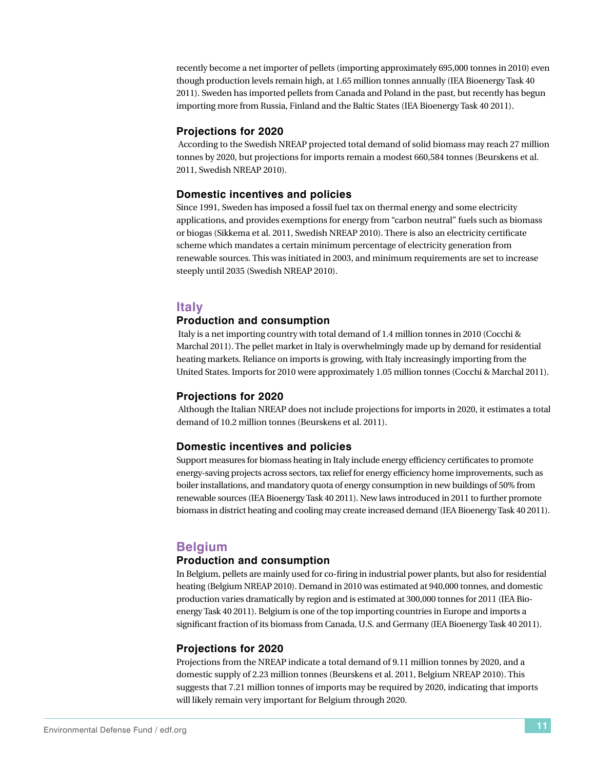recently become a net importer of pellets (importing approximately 695,000 tonnes in 2010) even though production levels remain high, at 1.65 million tonnes annually (IEA Bioenergy Task 40 2011). Sweden has imported pellets from Canada and Poland in the past, but recently has begun importing more from Russia, Finland and the Baltic States (IEA Bioenergy Task 40 2011).

### Projections for 2020

According to the Swedish NREAP projected total demand of solid biomass may reach 27 million tonnes by 2020, but projections for imports remain a modest 660,584 tonnes (Beurskens et al. 2011, Swedish NREAP 2010).

### Domestic incentives and policies

Since 1991, Sweden has imposed a fossil fuel tax on thermal energy and some electricity applications, and provides exemptions for energy from "carbon neutral" fuels such as biomass or biogas (Sikkema et al. 2011, Swedish NREAP 2010). There is also an electricity certificate scheme which mandates a certain minimum percentage of electricity generation from renewable sources. This was initiated in 2003, and minimum requirements are set to increase steeply until 2035 (Swedish NREAP 2010).

## Italy

### Production and consumption

Italy is a net importing country with total demand of 1.4 million tonnes in 2010 (Cocchi & Marchal 2011). The pellet market in Italy is overwhelmingly made up by demand for residential heating markets. Reliance on imports is growing, with Italy increasingly importing from the United States. Imports for 2010 were approximately 1.05 million tonnes (Cocchi & Marchal 2011).

### Projections for 2020

Although the Italian NREAP does not include projections for imports in 2020, it estimates a total demand of 10.2 million tonnes (Beurskens et al. 2011).

### Domestic incentives and policies

Support measures for biomass heating in Italy include energy efficiency certificates to promote energy-saving projects across sectors, tax relief for energy efficiency home improvements, such as boiler installations, and mandatory quota of energy consumption in new buildings of 50% from renewable sources (IEA Bioenergy Task 40 2011). New laws introduced in 2011 to further promote biomass in district heating and cooling may create increased demand (IEA Bioenergy Task 40 2011).

## Belgium

### Production and consumption

In Belgium, pellets are mainly used for co-firing in industrial power plants, but also for residential heating (Belgium NREAP 2010). Demand in 2010 was estimated at 940,000 tonnes, and domestic production varies dramatically by region and is estimated at 300,000 tonnes for 2011 (IEA Bioenergy Task 40 2011). Belgium is one of the top importing countries in Europe and imports a significant fraction of its biomass from Canada, U.S. and Germany (IEA Bioenergy Task 40 2011).

### Projections for 2020

Projections from the NREAP indicate a total demand of 9.11 million tonnes by 2020, and a domestic supply of 2.23 million tonnes (Beurskens et al. 2011, Belgium NREAP 2010). This suggests that 7.21 million tonnes of imports may be required by 2020, indicating that imports will likely remain very important for Belgium through 2020.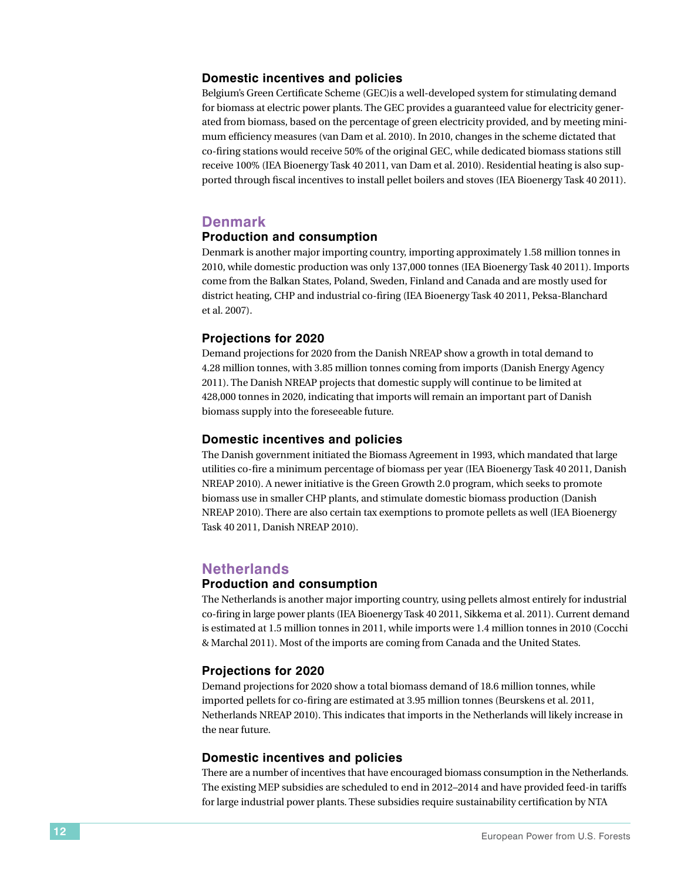### Domestic incentives and policies

Belgium's Green Certificate Scheme (GEC)is a well-developed system for stimulating demand for biomass at electric power plants. The GEC provides a guaranteed value for electricity generated from biomass, based on the percentage of green electricity provided, and by meeting minimum efficiency measures (van Dam et al. 2010). In 2010, changes in the scheme dictated that co-firing stations would receive 50% of the original GEC, while dedicated biomass stations still receive 100% (IEA Bioenergy Task 40 2011, van Dam et al. 2010). Residential heating is also supported through fiscal incentives to install pellet boilers and stoves (IEA Bioenergy Task 40 2011).

## Denmark

### Production and consumption

Denmark is another major importing country, importing approximately 1.58 million tonnes in 2010, while domestic production was only 137,000 tonnes (IEA Bioenergy Task 40 2011). Imports come from the Balkan States, Poland, Sweden, Finland and Canada and are mostly used for district heating, CHP and industrial co-firing (IEA Bioenergy Task 40 2011, Peksa-Blanchard et al. 2007).

### Projections for 2020

Demand projections for 2020 from the Danish NREAP show a growth in total demand to 4.28 million tonnes, with 3.85 million tonnes coming from imports (Danish Energy Agency 2011). The Danish NREAP projects that domestic supply will continue to be limited at 428,000 tonnes in 2020, indicating that imports will remain an important part of Danish biomass supply into the foreseeable future.

### Domestic incentives and policies

The Danish government initiated the Biomass Agreement in 1993, which mandated that large utilities co-fire a minimum percentage of biomass per year (IEA Bioenergy Task 40 2011, Danish NREAP 2010). A newer initiative is the Green Growth 2.0 program, which seeks to promote biomass use in smaller CHP plants, and stimulate domestic biomass production (Danish NREAP 2010). There are also certain tax exemptions to promote pellets as well (IEA Bioenergy Task 40 2011, Danish NREAP 2010).

## Netherlands

### Production and consumption

The Netherlands is another major importing country, using pellets almost entirely for industrial co-firing in large power plants (IEA Bioenergy Task 40 2011, Sikkema et al. 2011). Current demand is estimated at 1.5 million tonnes in 2011, while imports were 1.4 million tonnes in 2010 (Cocchi & Marchal 2011). Most of the imports are coming from Canada and the United States.

### Projections for 2020

Demand projections for 2020 show a total biomass demand of 18.6 million tonnes, while imported pellets for co-firing are estimated at 3.95 million tonnes (Beurskens et al. 2011, Netherlands NREAP 2010). This indicates that imports in the Netherlands will likely increase in the near future.

### Domestic incentives and policies

There are a number of incentives that have encouraged biomass consumption in the Netherlands. The existing MEP subsidies are scheduled to end in 2012–2014 and have provided feed-in tariffs for large industrial power plants. These subsidies require sustainability certification by NTA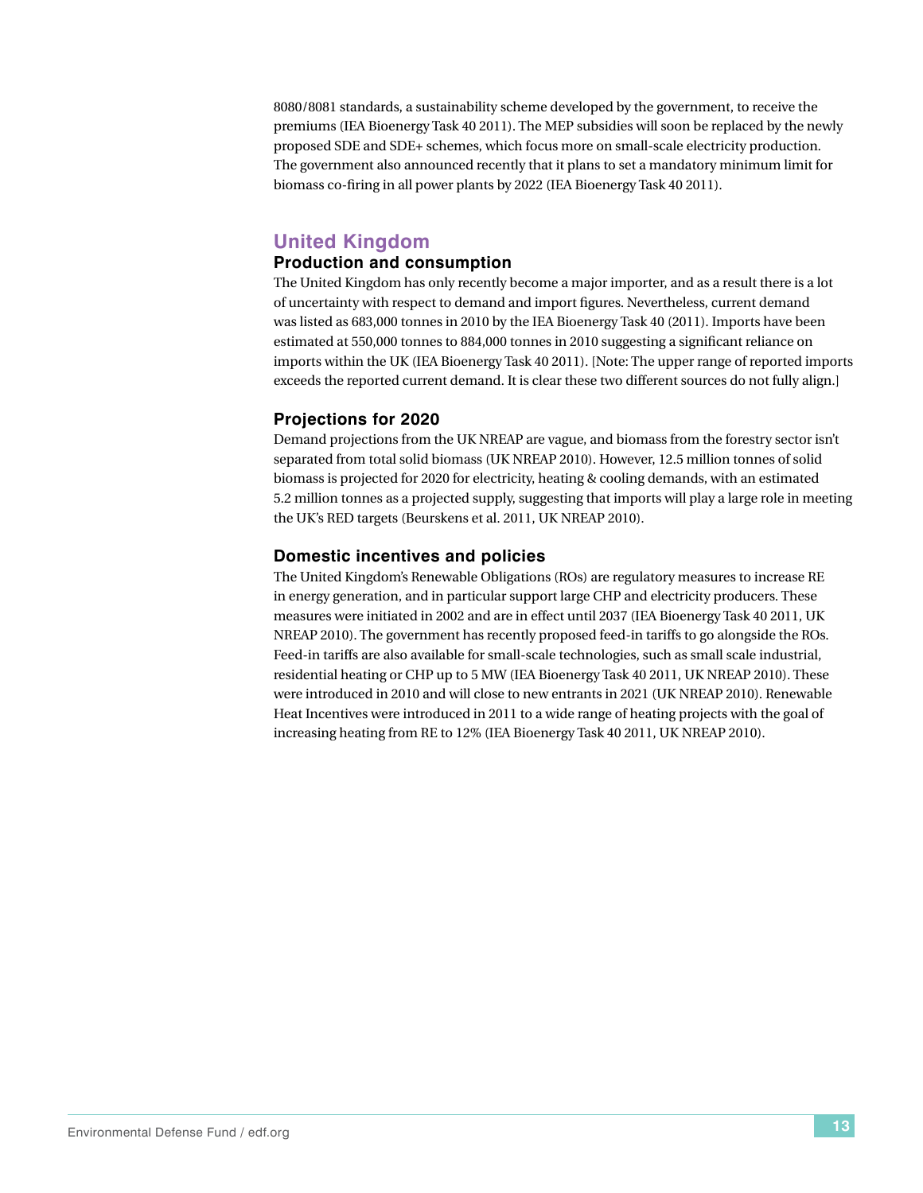8080/8081 standards, a sustainability scheme developed by the government, to receive the premiums (IEA Bioenergy Task 40 2011). The MEP subsidies will soon be replaced by the newly proposed SDE and SDE+ schemes, which focus more on small-scale electricity production. The government also announced recently that it plans to set a mandatory minimum limit for biomass co-firing in all power plants by 2022 (IEA Bioenergy Task 40 2011).

## United Kingdom

### Production and consumption

The United Kingdom has only recently become a major importer, and as a result there is a lot of uncertainty with respect to demand and import figures. Nevertheless, current demand was listed as 683,000 tonnes in 2010 by the IEA Bioenergy Task 40 (2011). Imports have been estimated at 550,000 tonnes to 884,000 tonnes in 2010 suggesting a significant reliance on imports within the UK (IEA Bioenergy Task 40 2011). [Note: The upper range of reported imports exceeds the reported current demand. It is clear these two different sources do not fully align.]

### Projections for 2020

Demand projections from the UK NREAP are vague, and biomass from the forestry sector isn't separated from total solid biomass (UK NREAP 2010). However, 12.5 million tonnes of solid biomass is projected for 2020 for electricity, heating & cooling demands, with an estimated 5.2 million tonnes as a projected supply, suggesting that imports will play a large role in meeting the UK's RED targets (Beurskens et al. 2011, UK NREAP 2010).

### Domestic incentives and policies

The United Kingdom's Renewable Obligations (ROs) are regulatory measures to increase RE in energy generation, and in particular support large CHP and electricity producers. These measures were initiated in 2002 and are in effect until 2037 (IEA Bioenergy Task 40 2011, UK NREAP 2010). The government has recently proposed feed-in tariffs to go alongside the ROs. Feed-in tariffs are also available for small-scale technologies, such as small scale industrial, residential heating or CHP up to 5 MW (IEA Bioenergy Task 40 2011, UK NREAP 2010). These were introduced in 2010 and will close to new entrants in 2021 (UK NREAP 2010). Renewable Heat Incentives were introduced in 2011 to a wide range of heating projects with the goal of increasing heating from RE to 12% (IEA Bioenergy Task 40 2011, UK NREAP 2010).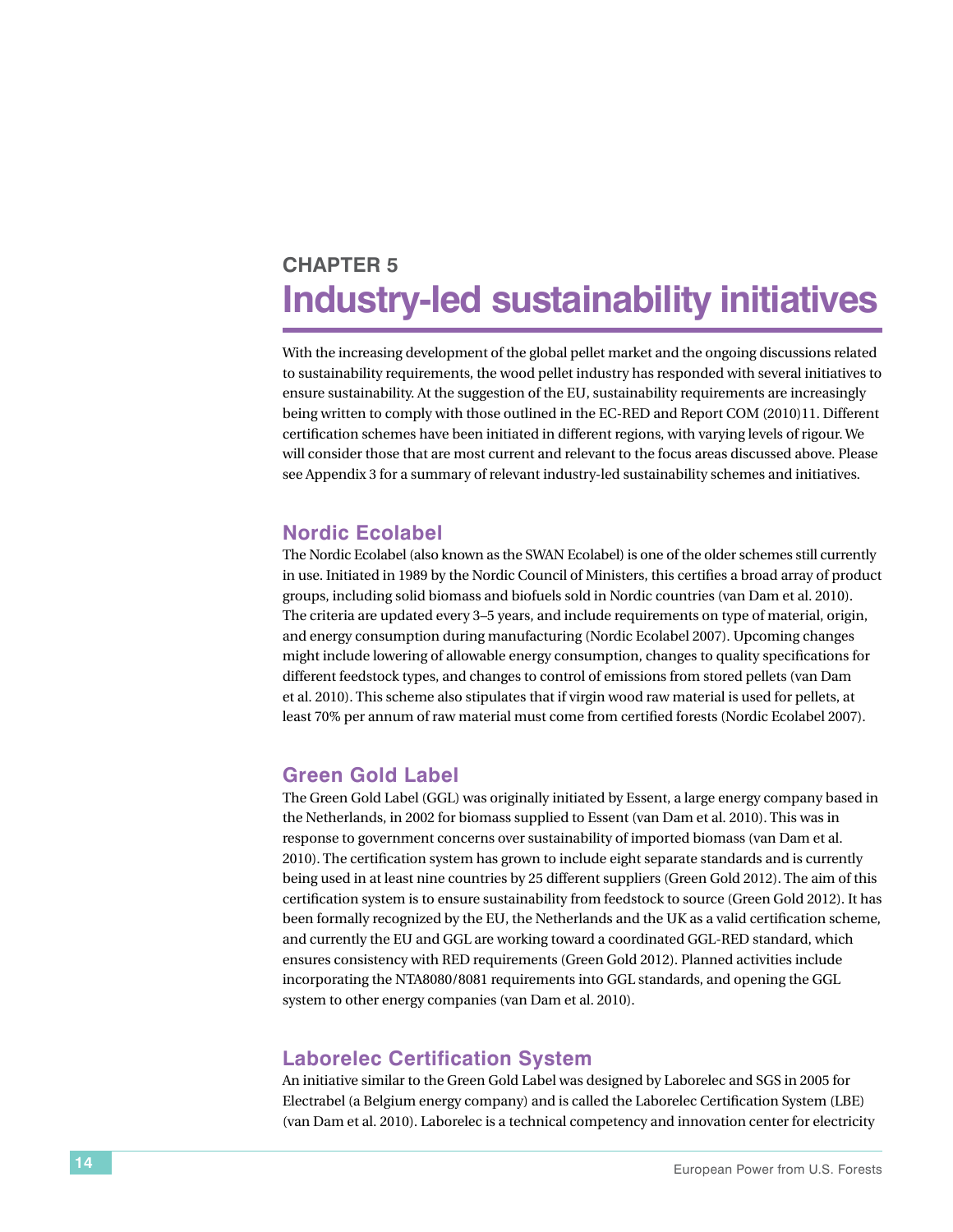CHAPTER 5

# Industry-led sustainability initiatives

With the increasing development of the global pellet market and the ongoing discussions related to sustainability requirements, the wood pellet industry has responded with several initiatives to ensure sustainability. At the suggestion of the EU, sustainability requirements are increasingly being written to comply with those outlined in the EC-RED and Report COM (2010)11. Different certification schemes have been initiated in different regions, with varying levels of rigour. We will consider those that are most current and relevant to the focus areas discussed above. Please see Appendix 3 for a summary of relevant industry-led sustainability schemes and initiatives.

## Nordic Ecolabel

The Nordic Ecolabel (also known as the SWAN Ecolabel) is one of the older schemes still currently in use. Initiated in 1989 by the Nordic Council of Ministers, this certifies a broad array of product groups, including solid biomass and biofuels sold in Nordic countries (van Dam et al. 2010). The criteria are updated every 3–5 years, and include requirements on type of material, origin, and energy consumption during manufacturing (Nordic Ecolabel 2007). Upcoming changes might include lowering of allowable energy consumption, changes to quality specifications for different feedstock types, and changes to control of emissions from stored pellets (van Dam et al. 2010). This scheme also stipulates that if virgin wood raw material is used for pellets, at least 70% per annum of raw material must come from certified forests (Nordic Ecolabel 2007).

## Green Gold Label

The Green Gold Label (GGL) was originally initiated by Essent, a large energy company based in the Netherlands, in 2002 for biomass supplied to Essent (van Dam et al. 2010). This was in response to government concerns over sustainability of imported biomass (van Dam et al. 2010). The certification system has grown to include eight separate standards and is currently being used in at least nine countries by 25 different suppliers (Green Gold 2012). The aim of this certification system is to ensure sustainability from feedstock to source (Green Gold 2012). It has been formally recognized by the EU, the Netherlands and the UK as a valid certification scheme, and currently the EU and GGL are working toward a coordinated GGL-RED standard, which ensures consistency with RED requirements (Green Gold 2012). Planned activities include incorporating the NTA8080/8081 requirements into GGL standards, and opening the GGL system to other energy companies (van Dam et al. 2010).

## Laborelec Certification System

An initiative similar to the Green Gold Label was designed by Laborelec and SGS in 2005 for Electrabel (a Belgium energy company) and is called the Laborelec Certification System (LBE) (van Dam et al. 2010). Laborelec is a technical competency and innovation center for electricity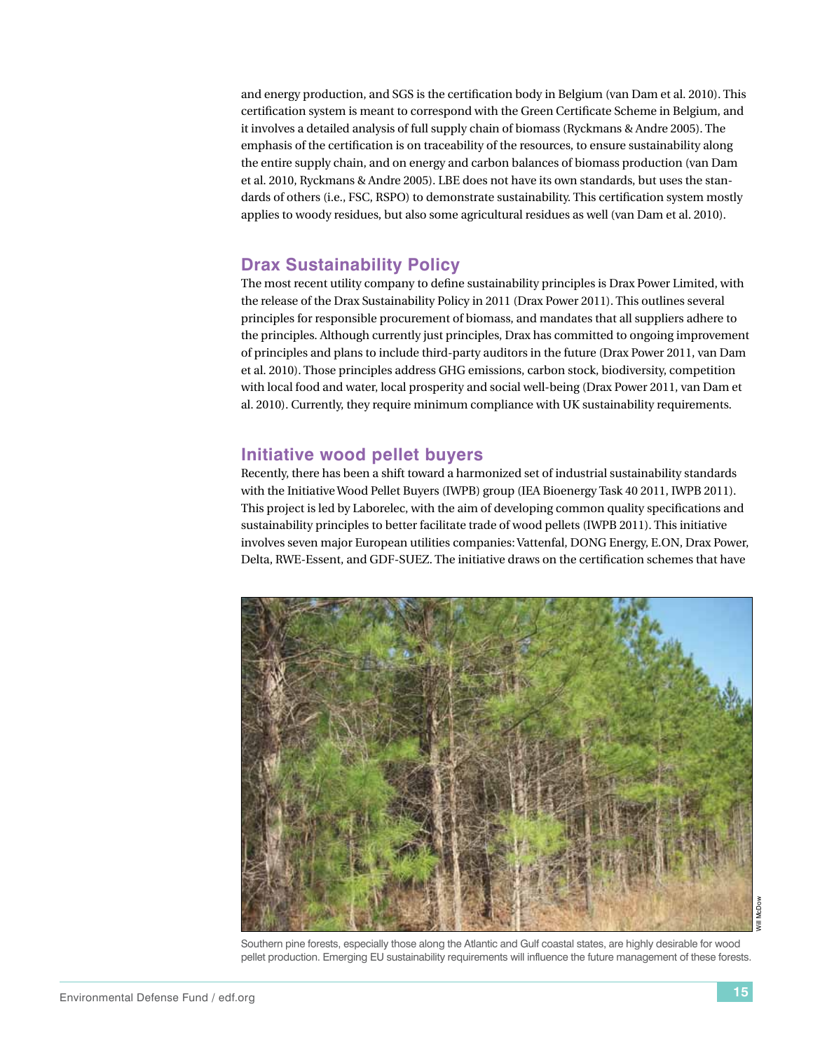and energy production, and SGS is the certification body in Belgium (van Dam et al. 2010). This certification system is meant to correspond with the Green Certificate Scheme in Belgium, and it involves a detailed analysis of full supply chain of biomass (Ryckmans & Andre 2005). The emphasis of the certification is on traceability of the resources, to ensure sustainability along the entire supply chain, and on energy and carbon balances of biomass production (van Dam et al. 2010, Ryckmans & Andre 2005). LBE does not have its own standards, but uses the standards of others (i.e., FSC, RSPO) to demonstrate sustainability. This certification system mostly applies to woody residues, but also some agricultural residues as well (van Dam et al. 2010).

## Drax Sustainability Policy

The most recent utility company to define sustainability principles is Drax Power Limited, with the release of the Drax Sustainability Policy in 2011 (Drax Power 2011). This outlines several principles for responsible procurement of biomass, and mandates that all suppliers adhere to the principles. Although currently just principles, Drax has committed to ongoing improvement of principles and plans to include third-party auditors in the future (Drax Power 2011, van Dam et al. 2010). Those principles address GHG emissions, carbon stock, biodiversity, competition with local food and water, local prosperity and social well-being (Drax Power 2011, van Dam et al. 2010). Currently, they require minimum compliance with UK sustainability requirements.

## Initiative wood pellet buyers

Recently, there has been a shift toward a harmonized set of industrial sustainability standards with the Initiative Wood Pellet Buyers (IWPB) group (IEA Bioenergy Task 40 2011, IWPB 2011). This project is led by Laborelec, with the aim of developing common quality specifications and sustainability principles to better facilitate trade of wood pellets (IWPB 2011). This initiative involves seven major European utilities companies: Vattenfal, DONG Energy, E.ON, Drax Power, Delta, RWE-Essent, and GDF-SUEZ. The initiative draws on the certification schemes that have

Southern pine forests, especially those along the Atlantic and Gulf coastal states, are highly desirable for wood pellet production. Emerging EU sustainability requirements will influence the future management of these forests.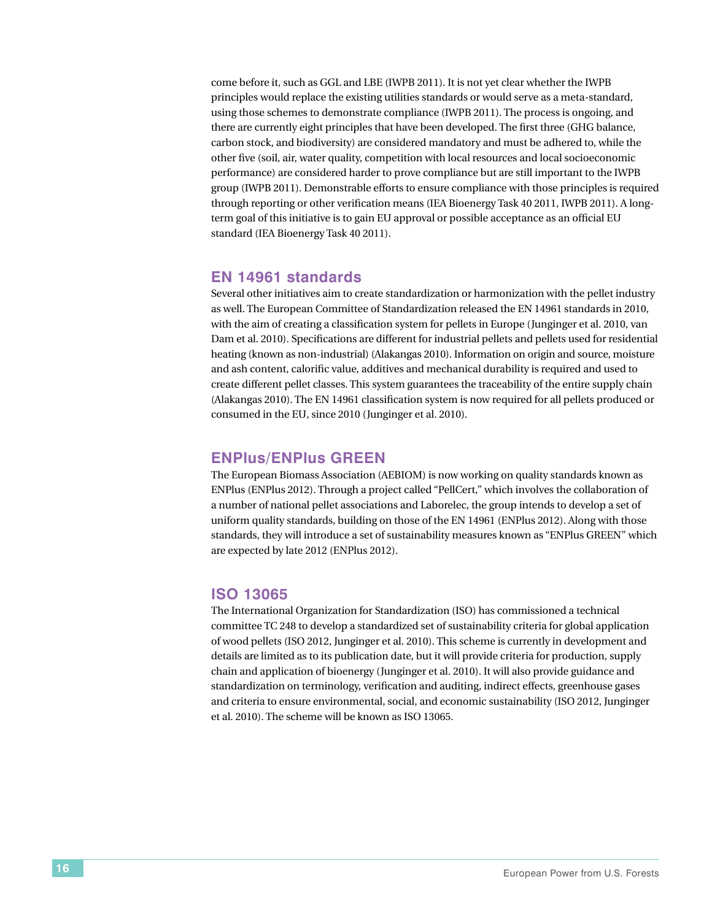come before it, such as GGL and LBE (IWPB 2011). It is not yet clear whether the IWPB principles would replace the existing utilities standards or would serve as a meta-standard, using those schemes to demonstrate compliance (IWPB 2011). The process is ongoing, and there are currently eight principles that have been developed. The first three (GHG balance, carbon stock, and biodiversity) are considered mandatory and must be adhered to, while the other five (soil, air, water quality, competition with local resources and local socioeconomic performance) are considered harder to prove compliance but are still important to the IWPB group (IWPB 2011). Demonstrable efforts to ensure compliance with those principles is required through reporting or other verification means (IEA Bioenergy Task 40 2011, IWPB 2011). A long-term goal of this initiative is to gain EU approval or possible acceptance as an official EU standard (IEA Bioenergy Task 40 2011).

## EN 14961 standards

Several other initiatives aim to create standardization or harmonization with the pellet industry as well. The European Committee of Standardization released the EN 14961 standards in 2010, with the aim of creating a classification system for pellets in Europe (Junginger et al. 2010, van Dam et al. 2010). Specifications are different for industrial pellets and pellets used for residential heating (known as non-industrial) (Alakangas 2010). Information on origin and source, moisture and ash content, calorific value, additives and mechanical durability is required and used to create different pellet classes. This system guarantees the traceability of the entire supply chain (Alakangas 2010). The EN 14961 classification system is now required for all pellets produced or consumed in the EU, since 2010 (Junginger et al. 2010).

## ENPlus/ENPlus GREEN

The European Biomass Association (AEBIOM) is now working on quality standards known as ENPlus (ENPlus 2012). Through a project called "PellCert," which involves the collaboration of a number of national pellet associations and Laborelec, the group intends to develop a set of uniform quality standards, building on those of the EN 14961 (ENPlus 2012). Along with those standards, they will introduce a set of sustainability measures known as "ENPlus GREEN" which are expected by late 2012 (ENPlus 2012).

## ISO 13065

The International Organization for Standardization (ISO) has commissioned a technical committee TC 248 to develop a standardized set of sustainability criteria for global application of wood pellets (ISO 2012, Junginger et al. 2010). This scheme is currently in development and details are limited as to its publication date, but it will provide criteria for production, supply chain and application of bioenergy (Junginger et al. 2010). It will also provide guidance and standardization on terminology, verification and auditing, indirect effects, greenhouse gases and criteria to ensure environmental, social, and economic sustainability (ISO 2012, Junginger et al. 2010). The scheme will be known as ISO 13065.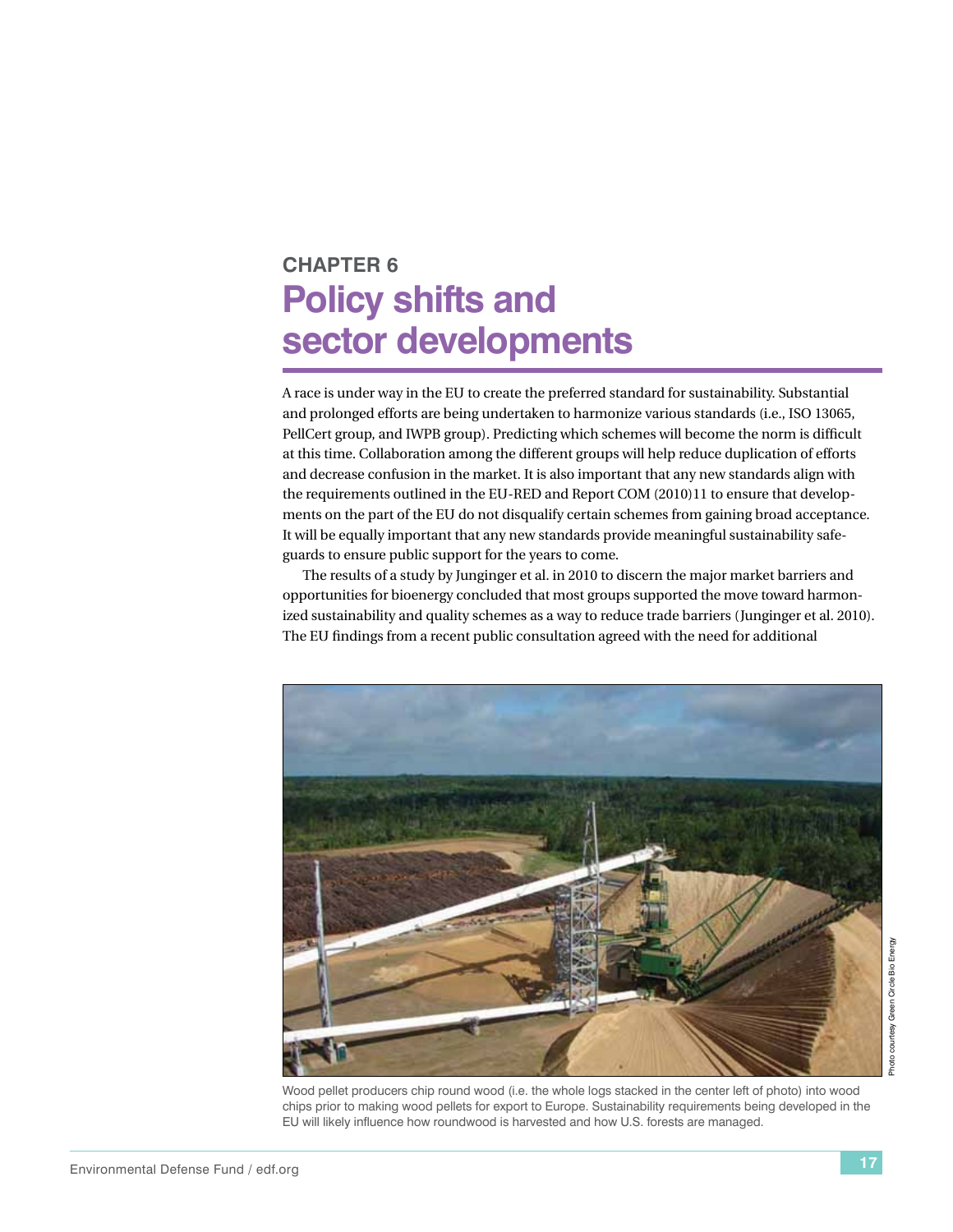CHAPTER 6

# Policy shifts and sector developments

A race is under way in the EU to create the preferred standard for sustainability. Substantial and prolonged efforts are being undertaken to harmonize various standards (i.e., ISO 13065, PellCert group, and IWPB group). Predicting which schemes will become the norm is difficult at this time. Collaboration among the different groups will help reduce duplication of efforts and decrease confusion in the market. It is also important that any new standards align with the requirements outlined in the EU-RED and Report COM (2010)11 to ensure that developments on the part of the EU do not disqualify certain schemes from gaining broad acceptance. It will be equally important that any new standards provide meaningful sustainability safeguards to ensure public support for the years to come.

The results of a study by Junginger et al. in 2010 to discern the major market barriers and opportunities for bioenergy concluded that most groups supported the move toward harmonized sustainability and quality schemes as a way to reduce trade barriers (Junginger et al. 2010). The EU findings from a recent public consultation agreed with the need for additional

Wood pellet producers chip round wood (i.e. the whole logs stacked in the center left of photo) into wood chips prior to making wood pellets for export to Europe. Sustainability requirements being developed in the EU will likely influence how roundwood is harvested and how U.S. forests are managed.

Photo courtesy Green Circle Bio Energy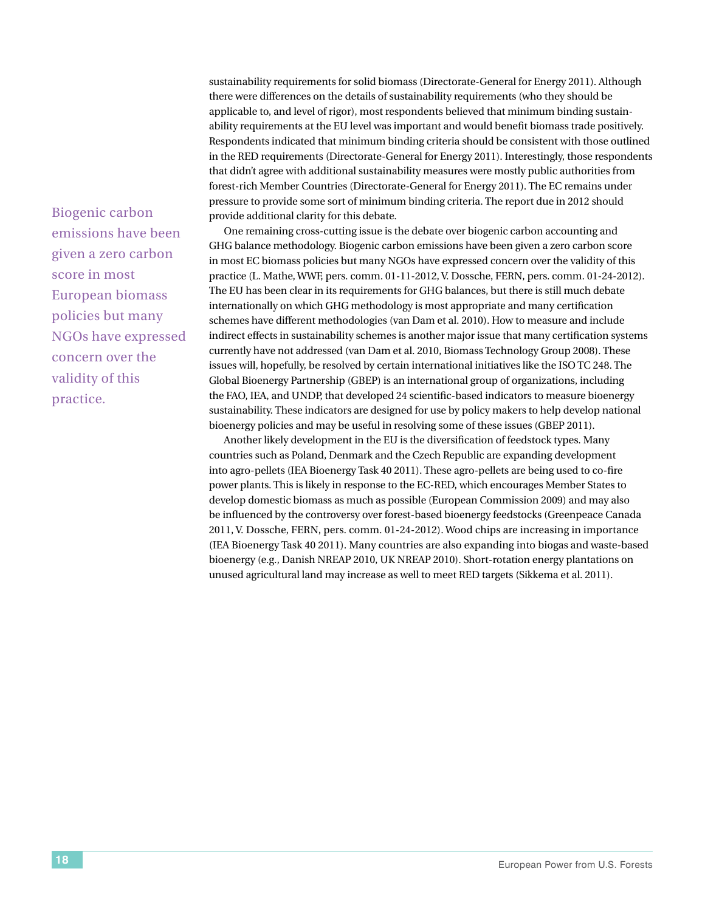sustainability requirements for solid biomass (Directorate-General for Energy 2011). Although there were differences on the details of sustainability requirements (who they should be applicable to, and level of rigor), most respondents believed that minimum binding sustainability requirements at the EU level was important and would benefit biomass trade positively. Respondents indicated that minimum binding criteria should be consistent with those outlined in the RED requirements (Directorate-General for Energy 2011). Interestingly, those respondents that didn't agree with additional sustainability measures were mostly public authorities from forest-rich Member Countries (Directorate-General for Energy 2011). The EC remains under pressure to provide some sort of minimum binding criteria. The report due in 2012 should provide additional clarity for this debate.

> Biogenic carbon emissions have been given a zero carbon score in most European biomass policies but many NGOs have expressed concern over the validity of this practice.

One remaining cross-cutting issue is the debate over biogenic carbon accounting and GHG balance methodology. Biogenic carbon emissions have been given a zero carbon score in most EC biomass policies but many NGOs have expressed concern over the validity of this practice (L. Mathe, WWF, pers. comm. 01-11-2012, V. Dossche, FERN, pers. comm. 01-24-2012). The EU has been clear in its requirements for GHG balances, but there is still much debate internationally on which GHG methodology is most appropriate and many certification schemes have different methodologies (van Dam et al. 2010). How to measure and include indirect effects in sustainability schemes is another major issue that many certification systems currently have not addressed (van Dam et al. 2010, Biomass Technology Group 2008). These issues will, hopefully, be resolved by certain international initiatives like the ISO TC 248. The Global Bioenergy Partnership (GBEP) is an international group of organizations, including the FAO, IEA, and UNDP, that developed 24 scientific-based indicators to measure bioenergy sustainability. These indicators are designed for use by policy makers to help develop national bioenergy policies and may be useful in resolving some of these issues (GBEP 2011).

Another likely development in the EU is the diversification of feedstock types. Many countries such as Poland, Denmark and the Czech Republic are expanding development into agro-pellets (IEA Bioenergy Task 40 2011). These agro-pellets are being used to co-fire power plants. This is likely in response to the EC-RED, which encourages Member States to develop domestic biomass as much as possible (European Commission 2009) and may also be influenced by the controversy over forest-based bioenergy feedstocks (Greenpeace Canada 2011, V. Dossche, FERN, pers. comm. 01-24-2012). Wood chips are increasing in importance (IEA Bioenergy Task 40 2011). Many countries are also expanding into biogas and waste-based bioenergy (e.g., Danish NREAP 2010, UK NREAP 2010). Short-rotation energy plantations on unused agricultural land may increase as well to meet RED targets (Sikkema et al. 2011).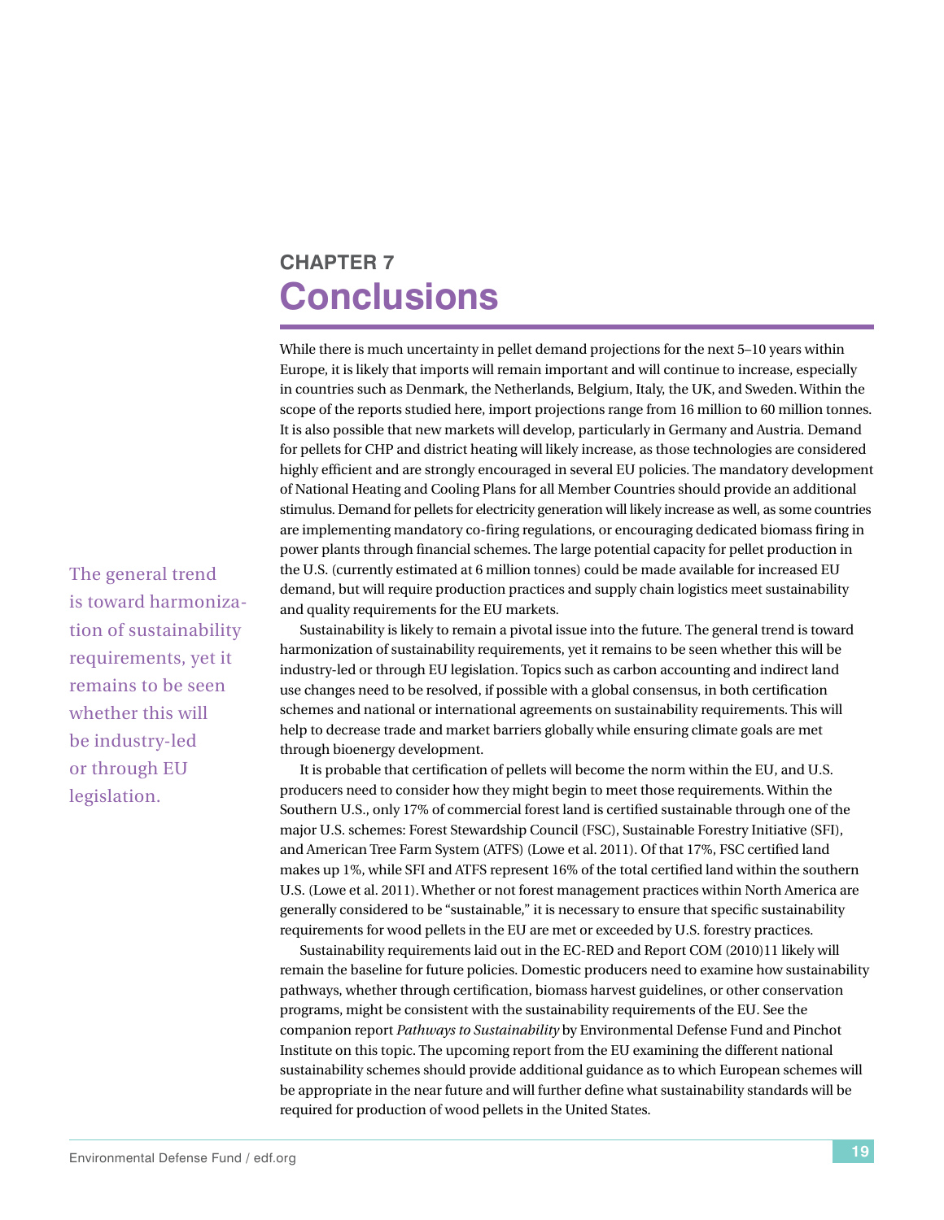# CHAPTER 7
# Conclusions

While there is much uncertainty in pellet demand projections for the next 5–10 years within Europe, it is likely that imports will remain important and will continue to increase, especially in countries such as Denmark, the Netherlands, Belgium, Italy, the UK, and Sweden. Within the scope of the reports studied here, import projections range from 16 million to 60 million tonnes. It is also possible that new markets will develop, particularly in Germany and Austria. Demand for pellets for CHP and district heating will likely increase, as those technologies are considered highly efficient and are strongly encouraged in several EU policies. The mandatory development of National Heating and Cooling Plans for all Member Countries should provide an additional stimulus. Demand for pellets for electricity generation will likely increase as well, as some countries are implementing mandatory co-firing regulations, or encouraging dedicated biomass firing in power plants through financial schemes. The large potential capacity for pellet production in the U.S. (currently estimated at 6 million tonnes) could be made available for increased EU demand, but will require production practices and supply chain logistics meet sustainability and quality requirements for the EU markets.

> The general trend is toward harmonization of sustainability requirements, yet it remains to be seen whether this will be industry-led or through EU legislation.

Sustainability is likely to remain a pivotal issue into the future. The general trend is toward harmonization of sustainability requirements, yet it remains to be seen whether this will be industry-led or through EU legislation. Topics such as carbon accounting and indirect land use changes need to be resolved, if possible with a global consensus, in both certification schemes and national or international agreements on sustainability requirements. This will help to decrease trade and market barriers globally while ensuring climate goals are met through bioenergy development.

It is probable that certification of pellets will become the norm within the EU, and U.S. producers need to consider how they might begin to meet those requirements. Within the Southern U.S., only 17% of commercial forest land is certified sustainable through one of the major U.S. schemes: Forest Stewardship Council (FSC), Sustainable Forestry Initiative (SFI), and American Tree Farm System (ATFS) (Lowe et al. 2011). Of that 17%, FSC certified land makes up 1%, while SFI and ATFS represent 16% of the total certified land within the southern U.S. (Lowe et al. 2011). Whether or not forest management practices within North America are generally considered to be "sustainable," it is necessary to ensure that specific sustainability requirements for wood pellets in the EU are met or exceeded by U.S. forestry practices.

Sustainability requirements laid out in the EC-RED and Report COM (2010)11 likely will remain the baseline for future policies. Domestic producers need to examine how sustainability pathways, whether through certification, biomass harvest guidelines, or other conservation programs, might be consistent with the sustainability requirements of the EU. See the companion report *Pathways to Sustainability* by Environmental Defense Fund and Pinchot Institute on this topic. The upcoming report from the EU examining the different national sustainability schemes should provide additional guidance as to which European schemes will be appropriate in the near future and will further define what sustainability standards will be required for production of wood pellets in the United States.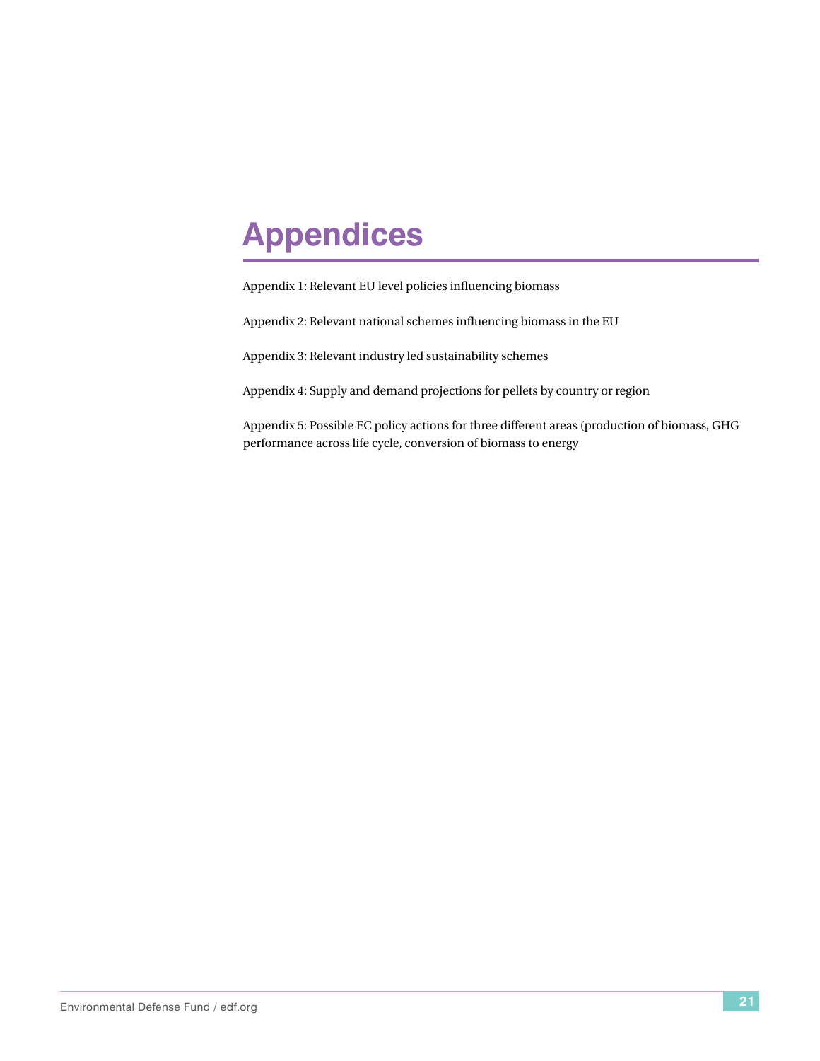# Appendices

Appendix 1: Relevant EU level policies influencing biomass

Appendix 2: Relevant national schemes influencing biomass in the EU

Appendix 3: Relevant industry led sustainability schemes

Appendix 4: Supply and demand projections for pellets by country or region

Appendix 5: Possible EC policy actions for three different areas (production of biomass, GHG performance across life cycle, conversion of biomass to energy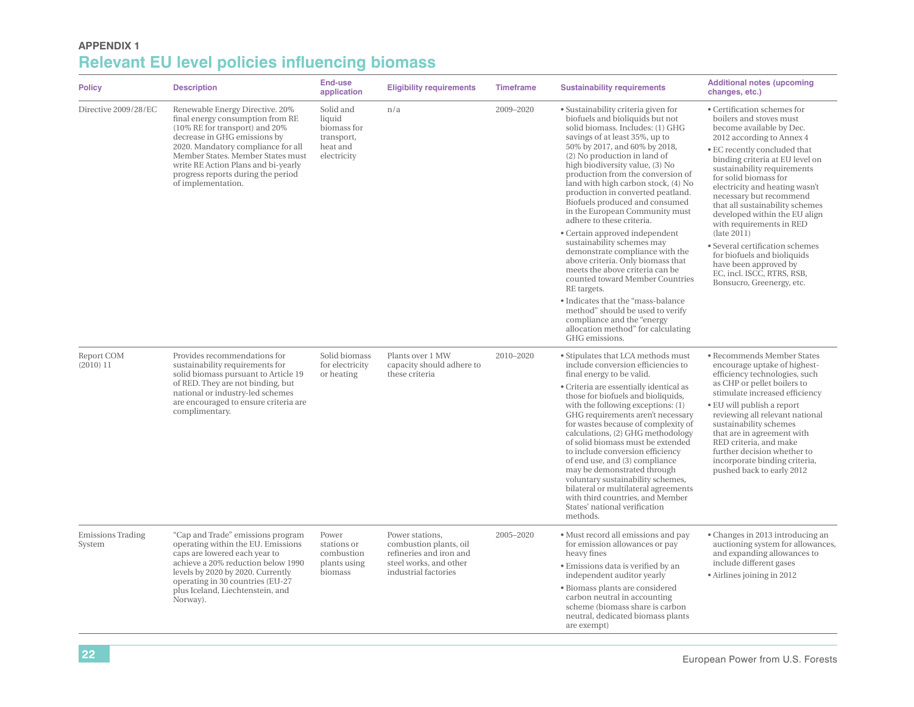## APPENDIX 1

# Relevant EU level policies influencing biomass

| Policy | Description | End-use application | Eligibility requirements | Timeframe | Sustainability requirements | Additional notes (upcoming changes, etc.) |
|---|---|---|---|---|---|---|
| Directive 2009/28/EC | Renewable Energy Directive. 20% final energy consumption from RE (10% RE for transport) and 20% decrease in GHG emissions by 2020. Mandatory compliance for all Member States. Member States must write RE Action Plans and bi-yearly progress reports during the period of implementation. | Solid and liquid biomass for transport, heat and electricity | n/a | 2009–2020 | • Sustainability criteria given for biofuels and bioliquids but not solid biomass. Includes: (1) GHG savings of at least 35%, up to 50% by 2017, and 60% by 2018, (2) No production in land of high biodiversity value, (3) No production from the conversion of land with high carbon stock, (4) No production in converted peatland. Biofuels produced and consumed in the European Community must adhere to these criteria.<br>• Certain approved independent sustainability schemes may demonstrate compliance with the above criteria. Only biomass that meets the above criteria can be counted toward Member Countries RE targets.<br>• Indicates that the "mass-balance method" should be used to verify compliance and the "energy allocation method" for calculating GHG emissions. | • Certification schemes for boilers and stoves must become available by Dec. 2012 according to Annex 4<br>• EC recently concluded that binding criteria at EU level on sustainability requirements for solid biomass for electricity and heating wasn't necessary but recommend that all sustainability schemes developed within the EU align with requirements in RED (late 2011)<br>• Several certification schemes for biofuels and bioliquids have been approved by EC, incl. ISCC, RTRS, RSB, Bonsucro, Greenergy, etc. |
| Report COM (2010) 11 | Provides recommendations for sustainability requirements for solid biomass pursuant to Article 19 of RED. They are not binding, but national or industry-led schemes are encouraged to ensure criteria are complimentary. | Solid biomass for electricity or heating | Plants over 1 MW capacity should adhere to these criteria | 2010–2020 | • Stipulates that LCA methods must include conversion efficiencies to final energy to be valid.<br>• Criteria are essentially identical as those for biofuels and bioliquids, with the following exceptions: (1) GHG requirements aren't necessary for wastes because of complexity of calculations, (2) GHG methodology of solid biomass must be extended to include conversion efficiency of end use, and (3) compliance may be demonstrated through voluntary sustainability schemes, bilateral or multilateral agreements with third countries, and Member States' national verification methods. | • Recommends Member States encourage uptake of highest-efficiency technologies, such as CHP or pellet boilers to stimulate increased efficiency<br>• EU will publish a report reviewing all relevant national sustainability schemes that are in agreement with RED criteria, and make further decision whether to incorporate binding criteria, pushed back to early 2012 |
| Emissions Trading System | "Cap and Trade" emissions program operating within the EU. Emissions caps are lowered each year to achieve a 20% reduction below 1990 levels by 2020 by 2020. Currently operating in 30 countries (EU-27 plus Iceland, Liechtenstein, and Norway). | Power stations or combustion plants using biomass | Power stations, combustion plants, oil refineries and iron and steel works, and other industrial factories | 2005–2020 | • Must record all emissions and pay for emission allowances or pay heavy fines<br>• Emissions data is verified by an independent auditor yearly<br>• Biomass plants are considered carbon neutral in accounting scheme (biomass share is carbon neutral, dedicated biomass plants are exempt) | • Changes in 2013 introducing an auctioning system for allowances, and expanding allowances to include different gases<br>• Airlines joining in 2012 |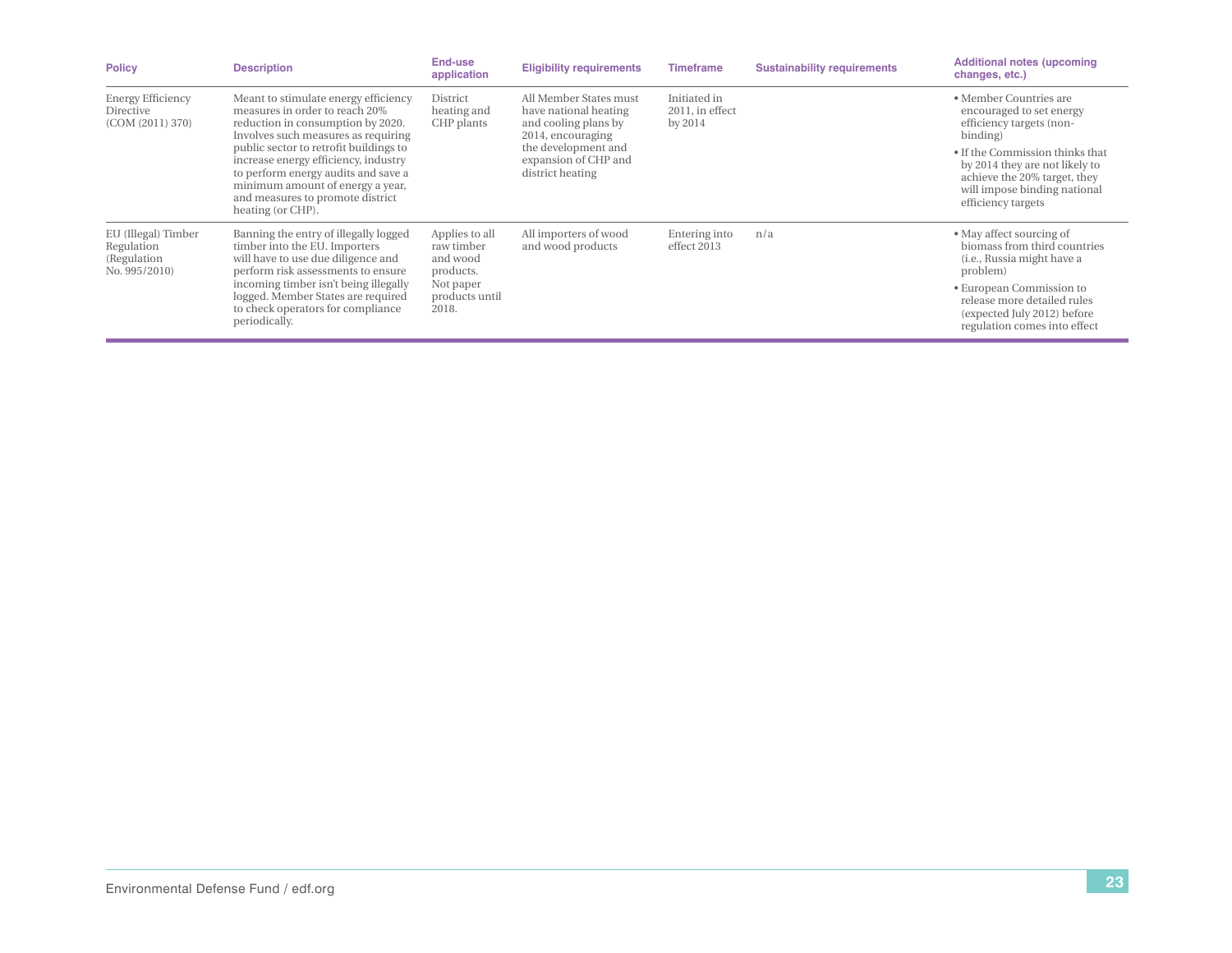| Policy | Description | End-use application | Eligibility requirements | Timeframe | Sustainability requirements | Additional notes (upcoming changes, etc.) |
|---|---|---|---|---|---|---|
| Energy Efficiency Directive (COM (2011) 370) | Meant to stimulate energy efficiency measures in order to reach 20% reduction in consumption by 2020. Involves such measures as requiring public sector to retrofit buildings to increase energy efficiency, industry to perform energy audits and save a minimum amount of energy a year, and measures to promote district heating (or CHP). | District heating and CHP plants | All Member States must have national heating and cooling plans by 2014, encouraging the development and expansion of CHP and district heating | Initiated in 2011, in effect by 2014 | | • Member Countries are encouraged to set energy efficiency targets (non-binding)<br>• If the Commission thinks that by 2014 they are not likely to achieve the 20% target, they will impose binding national efficiency targets |
| EU (Illegal) Timber Regulation (Regulation No. 995/2010) | Banning the entry of illegally logged timber into the EU. Importers will have to use due diligence and perform risk assessments to ensure incoming timber isn't being illegally logged. Member States are required to check operators for compliance periodically. | Applies to all raw timber and wood products. Not paper products until 2018. | All importers of wood and wood products | Entering into effect 2013 | n/a | • May affect sourcing of biomass from third countries (i.e., Russia might have a problem)<br>• European Commission to release more detailed rules (expected July 2012) before regulation comes into effect |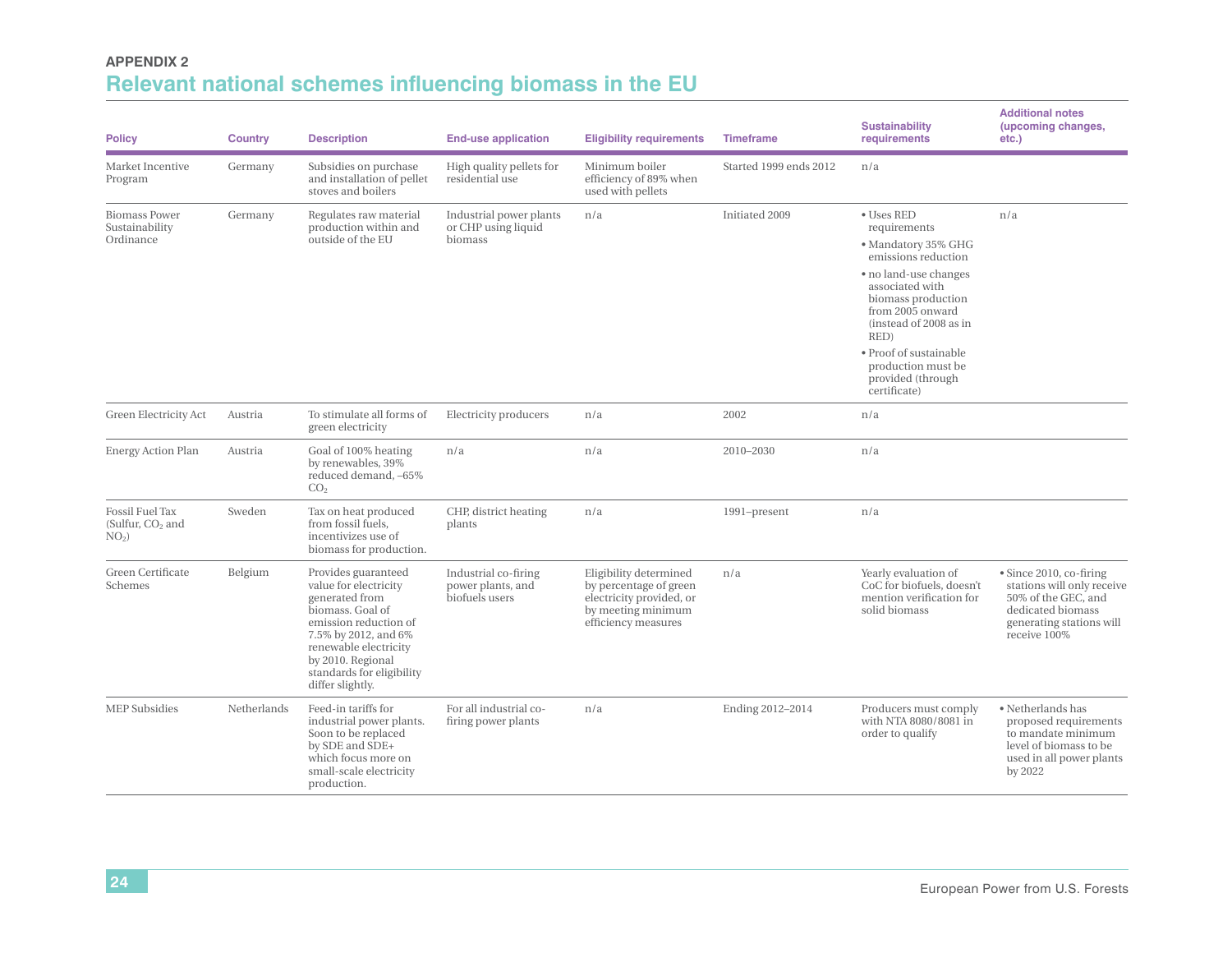## APPENDIX 2

# Relevant national schemes influencing biomass in the EU

| Policy | Country | Description | End-use application | Eligibility requirements | Timeframe | Sustainability requirements | Additional notes (upcoming changes, etc.) |
|---|---|---|---|---|---|---|---|
| Market Incentive Program | Germany | Subsidies on purchase and installation of pellet stoves and boilers | High quality pellets for residential use | Minimum boiler efficiency of 89% when used with pellets | Started 1999 ends 2012 | n/a | |
| Biomass Power Sustainability Ordinance | Germany | Regulates raw material production within and outside of the EU | Industrial power plants or CHP using liquid biomass | n/a | Initiated 2009 | • Uses RED requirements<br>• Mandatory 35% GHG emissions reduction<br>• no land-use changes associated with biomass production from 2005 onward (instead of 2008 as in RED)<br>• Proof of sustainable production must be provided (through certificate) | n/a |
| Green Electricity Act | Austria | To stimulate all forms of green electricity | Electricity producers | n/a | 2002 | n/a | |
| Energy Action Plan | Austria | Goal of 100% heating by renewables, 39% reduced demand, –65% $CO_2$ | n/a | n/a | 2010–2030 | n/a | |
| Fossil Fuel Tax (Sulfur, $CO_2$ and $NO_2$) | Sweden | Tax on heat produced from fossil fuels, incentivizes use of biomass for production. | CHP, district heating plants | n/a | 1991–present | n/a | |
| Green Certificate Schemes | Belgium | Provides guaranteed value for electricity generated from biomass. Goal of emission reduction of 7.5% by 2012, and 6% renewable electricity by 2010. Regional standards for eligibility differ slightly. | Industrial co-firing power plants, and biofuels users | Eligibility determined by percentage of green electricity provided, or by meeting minimum efficiency measures | n/a | Yearly evaluation of CoC for biofuels, doesn't mention verification for solid biomass | • Since 2010, co-firing stations will only receive 50% of the GEC, and dedicated biomass generating stations will receive 100% |
| MEP Subsidies | Netherlands | Feed-in tariffs for industrial power plants. Soon to be replaced by SDE and SDE+ which focus more on small-scale electricity production. | For all industrial co-firing power plants | n/a | Ending 2012–2014 | Producers must comply with NTA 8080/8081 in order to qualify | • Netherlands has proposed requirements to mandate minimum level of biomass to be used in all power plants by 2022 |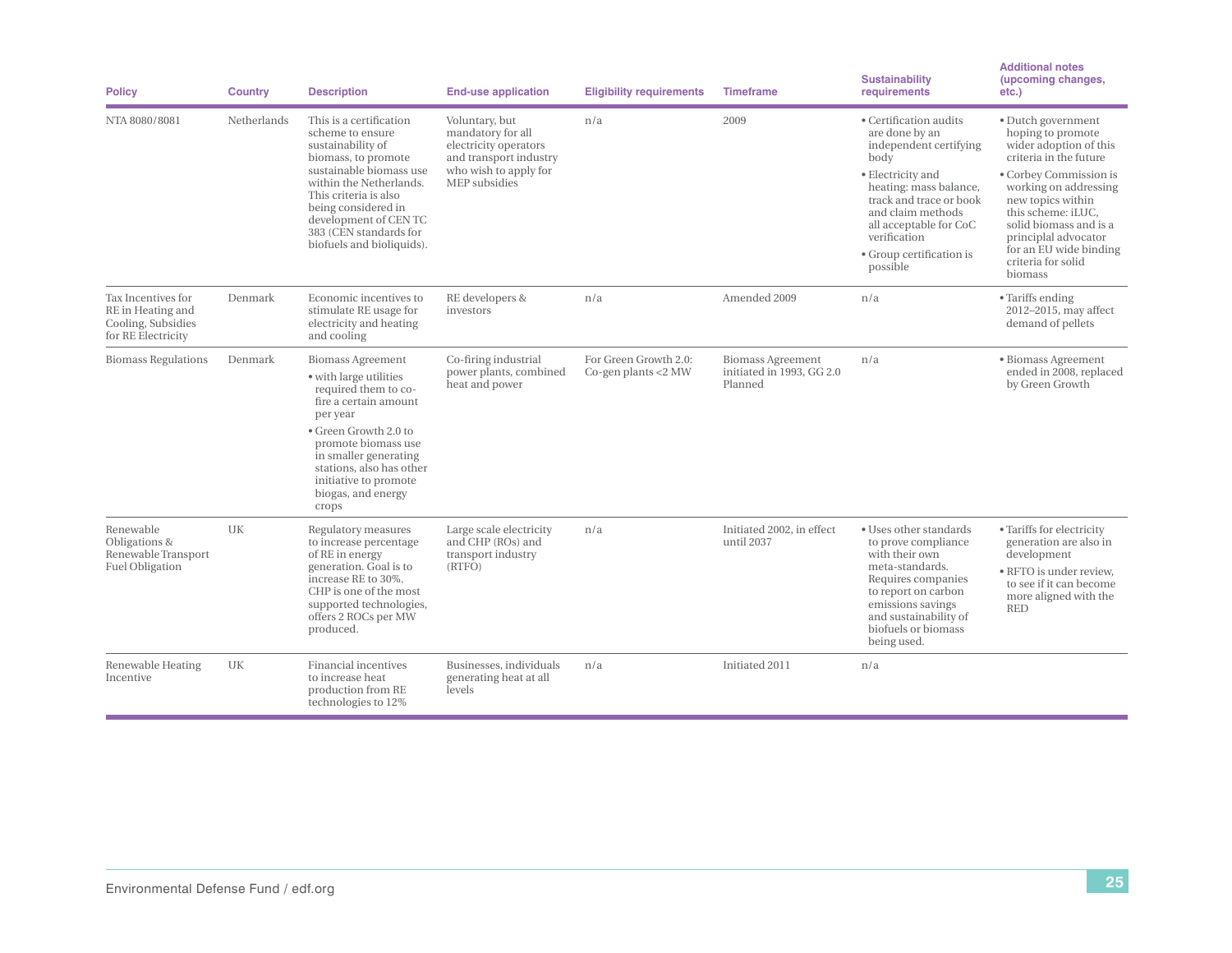| Policy | Country | Description | End-use application | Eligibility requirements | Timeframe | Sustainability requirements | Additional notes (upcoming changes, etc.) |
|---|---|---|---|---|---|---|---|
| NTA 8080/8081 | Netherlands | This is a certification scheme to ensure sustainability of biomass, to promote sustainable biomass use within the Netherlands. This criteria is also being considered in development of CEN TC 383 (CEN standards for biofuels and bioliquids). | Voluntary, but mandatory for all electricity operators and transport industry who wish to apply for MEP subsidies | n/a | 2009 | • Certification audits are done by an independent certifying body<br>• Electricity and heating: mass balance, track and trace or book and claim methods all acceptable for CoC verification<br>• Group certification is possible | • Dutch government hoping to promote wider adoption of this criteria in the future<br>• Corbey Commission is working on addressing new topics within this scheme: iLUC, solid biomass and is a principlal advocator for an EU wide binding criteria for solid biomass |
| Tax Incentives for RE in Heating and Cooling, Subsidies for RE Electricity | Denmark | Economic incentives to stimulate RE usage for electricity and heating and cooling | RE developers & investors | n/a | Amended 2009 | n/a | • Tariffs ending 2012–2015, may affect demand of pellets |
| Biomass Regulations | Denmark | Biomass Agreement<br>• with large utilities required them to co-fire a certain amount per year<br>• Green Growth 2.0 to promote biomass use in smaller generating stations, also has other initiative to promote biogas, and energy crops | Co-firing industrial power plants, combined heat and power | For Green Growth 2.0: Co-gen plants <2 MW | Biomass Agreement initiated in 1993, GG 2.0 Planned | n/a | • Biomass Agreement ended in 2008, replaced by Green Growth |
| Renewable Obligations & Renewable Transport Fuel Obligation | UK | Regulatory measures to increase percentage of RE in energy generation. Goal is to increase RE to 30%. CHP is one of the most supported technologies, offers 2 ROCs per MW produced. | Large scale electricity and CHP (ROs) and transport industry (RTFO) | n/a | Initiated 2002, in effect until 2037 | • Uses other standards to prove compliance with their own meta-standards. Requires companies to report on carbon emissions savings and sustainability of biofuels or biomass being used. | • Tariffs for electricity generation are also in development<br>• RFTO is under review, to see if it can become more aligned with the RED |
| Renewable Heating Incentive | UK | Financial incentives to increase heat production from RE technologies to 12% | Businesses, individuals generating heat at all levels | n/a | Initiated 2011 | n/a | |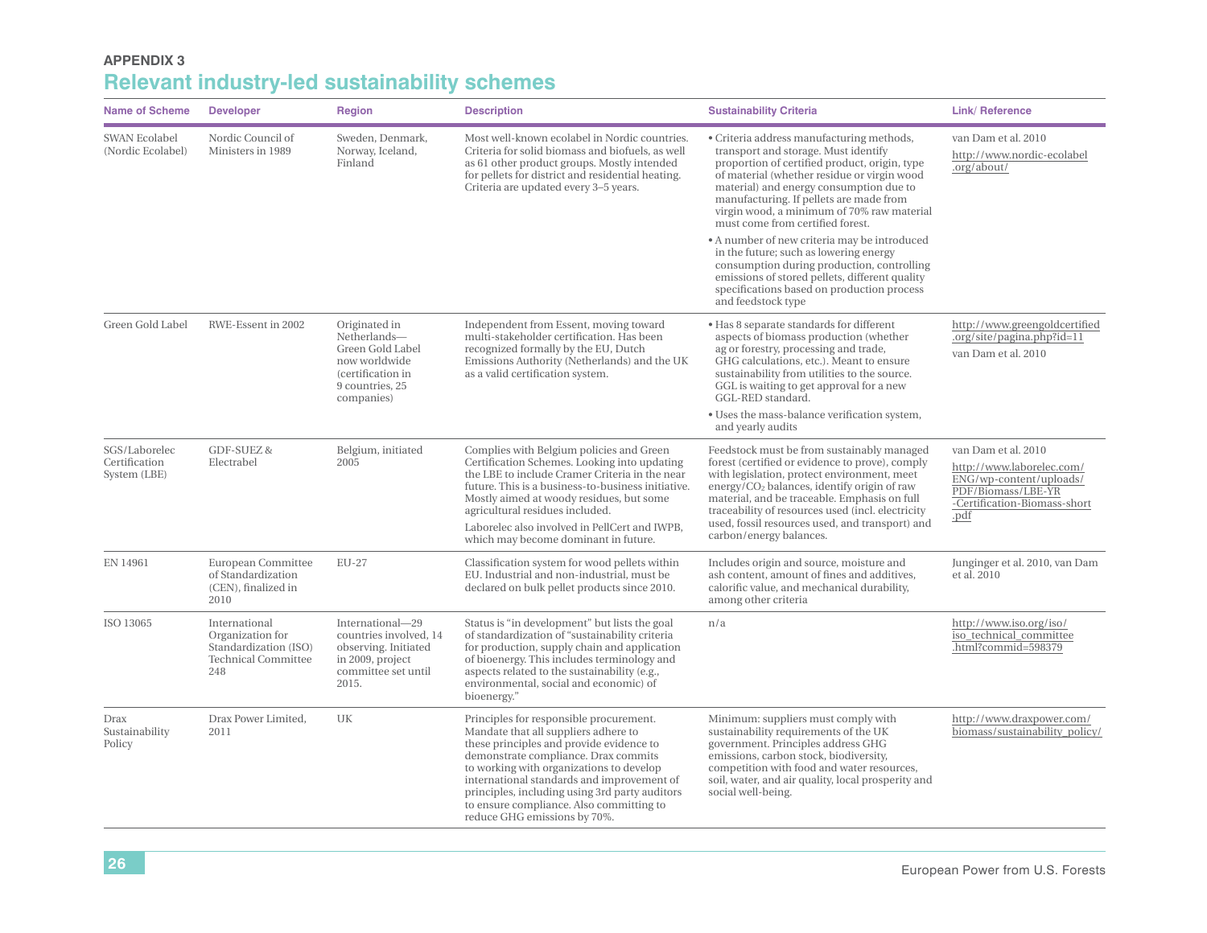**APPENDIX 3**

# Relevant industry-led sustainability schemes

| Name of Scheme | Developer | Region | Description | Sustainability Criteria | Link/ Reference |
|---|---|---|---|---|---|
| SWAN Ecolabel (Nordic Ecolabel) | Nordic Council of Ministers in 1989 | Sweden, Denmark, Norway, Iceland, Finland | Most well-known ecolabel in Nordic countries. Criteria for solid biomass and biofuels, as well as 61 other product groups. Mostly intended for pellets for district and residential heating. Criteria are updated every 3–5 years. | • Criteria address manufacturing methods, transport and storage. Must identify proportion of certified product, origin, type of material (whether residue or virgin wood material) and energy consumption due to manufacturing. If pellets are made from virgin wood, a minimum of 70% raw material must come from certified forest.<br>• A number of new criteria may be introduced in the future; such as lowering energy consumption during production, controlling emissions of stored pellets, different quality specifications based on production process and feedstock type | van Dam et al. 2010<br>http://www.nordic-ecolabel.org/about/ |
| Green Gold Label | RWE-Essent in 2002 | Originated in Netherlands—Green Gold Label now worldwide (certification in 9 countries, 25 companies) | Independent from Essent, moving toward multi-stakeholder certification. Has been recognized formally by the EU, Dutch Emissions Authority (Netherlands) and the UK as a valid certification system. | • Has 8 separate standards for different aspects of biomass production (whether ag or forestry, processing and trade, GHG calculations, etc.). Meant to ensure sustainability from utilities to the source. GGL is waiting to get approval for a new GGL-RED standard.<br>• Uses the mass-balance verification system, and yearly audits | http://www.greengoldcertified.org/site/pagina.php?id=11<br>van Dam et al. 2010 |
| SGS/Laborelec Certification System (LBE) | GDF-SUEZ & Electrabel | Belgium, initiated 2005 | Complies with Belgium policies and Green Certification Schemes. Looking into updating the LBE to include Cramer Criteria in the near future. This is a business-to-business initiative. Mostly aimed at woody residues, but some agricultural residues included.<br>Laborelec also involved in PellCert and IWPB, which may become dominant in future. | Feedstock must be from sustainably managed forest (certified or evidence to prove), comply with legislation, protect environment, meet energy/$CO_2$ balances, identify origin of raw material, and be traceable. Emphasis on full traceability of resources used (incl. electricity used, fossil resources used, and transport) and carbon/energy balances. | van Dam et al. 2010<br>http://www.laborelec.com/ENG/wp-content/uploads/PDF/Biomass/LBE-YR-Certification-Biomass-short.pdf |
| EN 14961 | European Committee of Standardization (CEN), finalized in 2010 | EU-27 | Classification system for wood pellets within EU. Industrial and non-industrial, must be declared on bulk pellet products since 2010. | Includes origin and source, moisture and ash content, amount of fines and additives, calorific value, and mechanical durability, among other criteria | Junginger et al. 2010, van Dam et al. 2010 |
| ISO 13065 | International Organization for Standardization (ISO) Technical Committee 248 | International—29 countries involved, 14 observing. Initiated in 2009, project committee set until 2015. | Status is "in development" but lists the goal of standardization of "sustainability criteria for production, supply chain and application of bioenergy. This includes terminology and aspects related to the sustainability (e.g., environmental, social and economic) of bioenergy." | n/a | http://www.iso.org/iso/iso_technical_committee.html?commid=598379 |
| Drax Sustainability Policy | Drax Power Limited, 2011 | UK | Principles for responsible procurement. Mandate that all suppliers adhere to these principles and provide evidence to demonstrate compliance. Drax commits to working with organizations to develop international standards and improvement of principles, including using 3rd party auditors to ensure compliance. Also committing to reduce GHG emissions by 70%. | Minimum: suppliers must comply with sustainability requirements of the UK government. Principles address GHG emissions, carbon stock, biodiversity, competition with food and water resources, soil, water, and air quality, local prosperity and social well-being. | http://www.draxpower.com/biomass/sustainability_policy/ |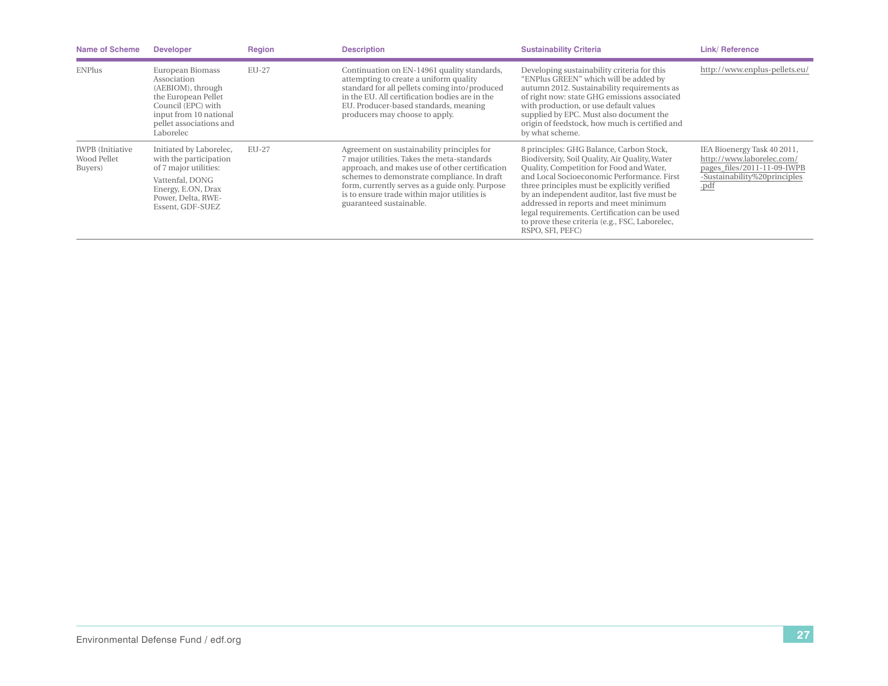| Name of Scheme | Developer | Region | Description | Sustainability Criteria | Link/ Reference |
|---|---|---|---|---|---|
| ENPlus | European Biomass Association (AEBIOM), through the European Pellet Council (EPC) with input from 10 national pellet associations and Laborelec | EU-27 | Continuation on EN-14961 quality standards, attempting to create a uniform quality standard for all pellets coming into/produced in the EU. All certification bodies are in the EU. Producer-based standards, meaning producers may choose to apply. | Developing sustainability criteria for this "ENPlus GREEN" which will be added by autumn 2012. Sustainability requirements as of right now: state GHG emissions associated with production, or use default values supplied by EPC. Must also document the origin of feedstock, how much is certified and by what scheme. | http://www.enplus-pellets.eu/ |
| IWPB (Initiative Wood Pellet Buyers) | Initiated by Laborelec, with the participation of 7 major utilities: Vattenfal, DONG Energy, E.ON, Drax Power, Delta, RWE-Essent, GDF-SUEZ | EU-27 | Agreement on sustainability principles for 7 major utilities. Takes the meta-standards approach, and makes use of other certification schemes to demonstrate compliance. In draft form, currently serves as a guide only. Purpose is to ensure trade within major utilities is guaranteed sustainable. | 8 principles: GHG Balance, Carbon Stock, Biodiversity, Soil Quality, Air Quality, Water Quality, Competition for Food and Water, and Local Socioeconomic Performance. First three principles must be explicitly verified by an independent auditor, last five must be addressed in reports and meet minimum legal requirements. Certification can be used to prove these criteria (e.g., FSC, Laborelec, RSPO, SFI, PEFC) | IEA Bioenergy Task 40 2011, http://www.laborelec.com/pages_files/2011-11-09-IWPB-Sustainability%20principles.pdf |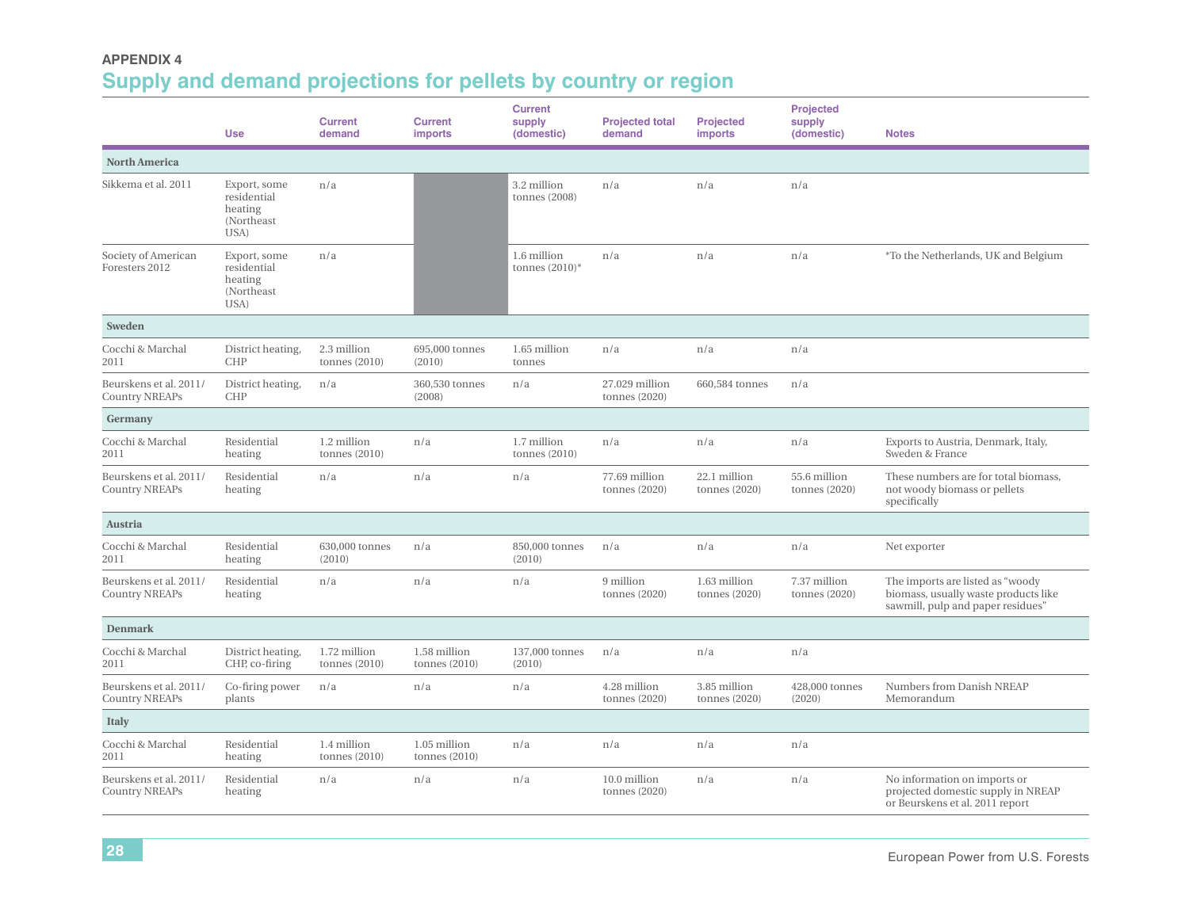**APPENDIX 4**

## Supply and demand projections for pellets by country or region

| | Use | Current demand | Current imports | Current supply (domestic) | Projected total demand | Projected imports | Projected supply (domestic) | Notes |
|---|---|---|---|---|---|---|---|---|
| **North America** | | | | | | | | |
| Sikkema et al. 2011 | Export, some residential heating (Northeast USA) | n/a | | 3.2 million tonnes (2008) | n/a | n/a | n/a | |
| Society of American Foresters 2012 | Export, some residential heating (Northeast USA) | n/a | | 1.6 million tonnes (2010)* | n/a | n/a | n/a | *To the Netherlands, UK and Belgium |
| **Sweden** | | | | | | | | |
| Cocchi & Marchal 2011 | District heating, CHP | 2.3 million tonnes (2010) | 695,000 tonnes (2010) | 1.65 million tonnes | n/a | n/a | n/a | |
| Beurskens et al. 2011/ Country NREAPs | District heating, CHP | n/a | 360,530 tonnes (2008) | n/a | 27.029 million tonnes (2020) | 660,584 tonnes | n/a | |
| **Germany** | | | | | | | | |
| Cocchi & Marchal 2011 | Residential heating | 1.2 million tonnes (2010) | n/a | 1.7 million tonnes (2010) | n/a | n/a | n/a | Exports to Austria, Denmark, Italy, Sweden & France |
| Beurskens et al. 2011/ Country NREAPs | Residential heating | n/a | n/a | n/a | 77.69 million tonnes (2020) | 22.1 million tonnes (2020) | 55.6 million tonnes (2020) | These numbers are for total biomass, not woody biomass or pellets specifically |
| **Austria** | | | | | | | | |
| Cocchi & Marchal 2011 | Residential heating | 630,000 tonnes (2010) | n/a | 850,000 tonnes (2010) | n/a | n/a | n/a | Net exporter |
| Beurskens et al. 2011/ Country NREAPs | Residential heating | n/a | n/a | n/a | 9 million tonnes (2020) | 1.63 million tonnes (2020) | 7.37 million tonnes (2020) | The imports are listed as "woody biomass, usually waste products like sawmill, pulp and paper residues" |
| **Denmark** | | | | | | | | |
| Cocchi & Marchal 2011 | District heating, CHP, co-firing | 1.72 million tonnes (2010) | 1.58 million tonnes (2010) | 137,000 tonnes (2010) | n/a | n/a | n/a | |
| Beurskens et al. 2011/ Country NREAPs | Co-firing power plants | n/a | n/a | n/a | 4.28 million tonnes (2020) | 3.85 million tonnes (2020) | 428,000 tonnes (2020) | Numbers from Danish NREAP Memorandum |
| **Italy** | | | | | | | | |
| Cocchi & Marchal 2011 | Residential heating | 1.4 million tonnes (2010) | 1.05 million tonnes (2010) | n/a | n/a | n/a | n/a | |
| Beurskens et al. 2011/ Country NREAPs | Residential heating | n/a | n/a | n/a | 10.0 million tonnes (2020) | n/a | n/a | No information on imports or projected domestic supply in NREAP or Beurskens et al. 2011 report |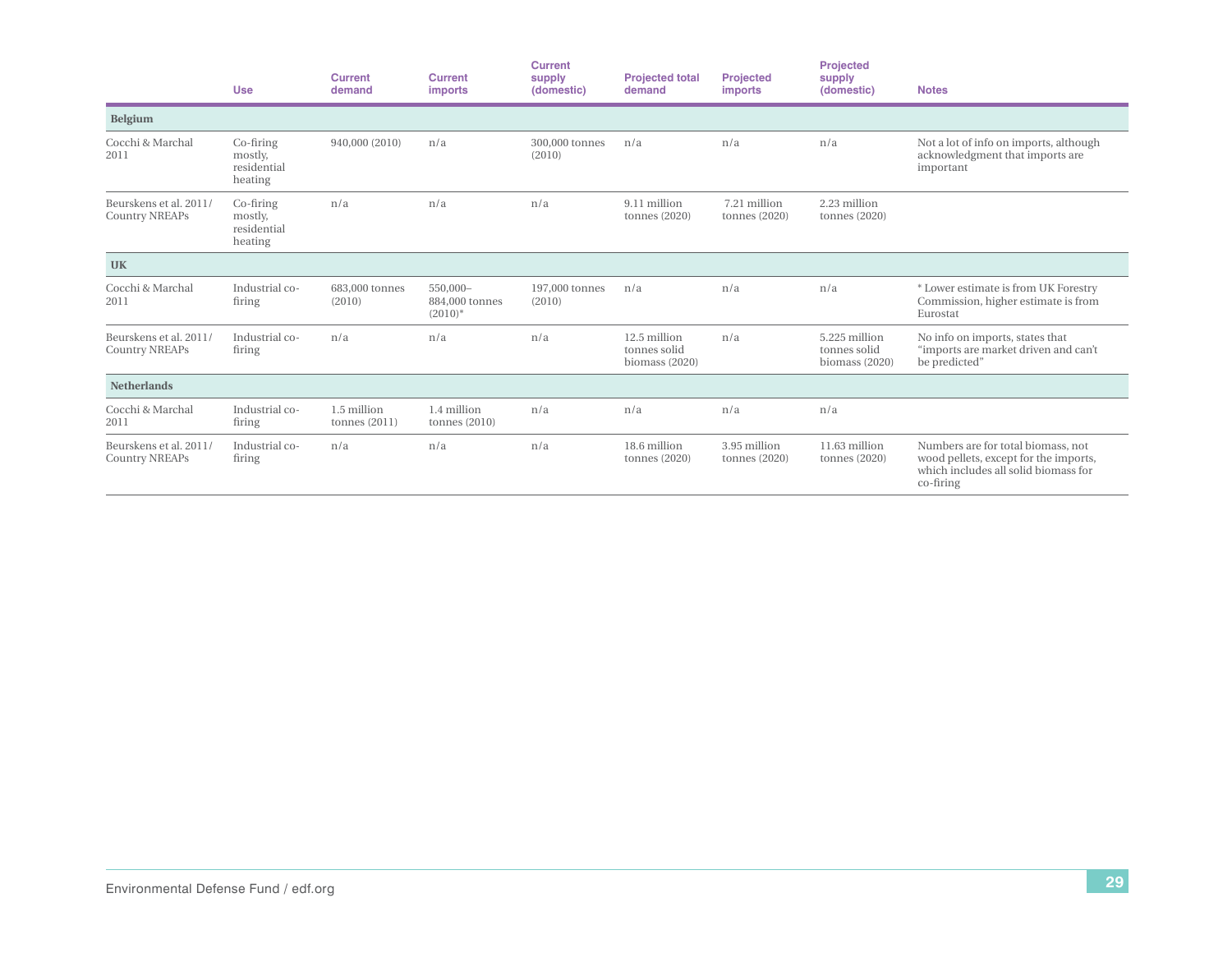|  | Use | Current demand | Current imports | Current supply (domestic) | Projected total demand | Projected imports | Projected supply (domestic) | Notes |
|---|---|---|---|---|---|---|---|---|
| **Belgium** | | | | | | | | |
| Cocchi & Marchal 2011 | Co-firing mostly, residential heating | 940,000 (2010) | n/a | 300,000 tonnes (2010) | n/a | n/a | n/a | Not a lot of info on imports, although acknowledgment that imports are important |
| Beurskens et al. 2011/ Country NREAPs | Co-firing mostly, residential heating | n/a | n/a | n/a | 9.11 million tonnes (2020) | 7.21 million tonnes (2020) | 2.23 million tonnes (2020) | |
| **UK** | | | | | | | | |
| Cocchi & Marchal 2011 | Industrial co-firing | 683,000 tonnes (2010) | 550,000–884,000 tonnes (2010)* | 197,000 tonnes (2010) | n/a | n/a | n/a | * Lower estimate is from UK Forestry Commission, higher estimate is from Eurostat |
| Beurskens et al. 2011/ Country NREAPs | Industrial co-firing | n/a | n/a | n/a | 12.5 million tonnes solid biomass (2020) | n/a | 5.225 million tonnes solid biomass (2020) | No info on imports, states that "imports are market driven and can't be predicted" |
| **Netherlands** | | | | | | | | |
| Cocchi & Marchal 2011 | Industrial co-firing | 1.5 million tonnes (2011) | 1.4 million tonnes (2010) | n/a | n/a | n/a | n/a | |
| Beurskens et al. 2011/ Country NREAPs | Industrial co-firing | n/a | n/a | n/a | 18.6 million tonnes (2020) | 3.95 million tonnes (2020) | 11.63 million tonnes (2020) | Numbers are for total biomass, not wood pellets, except for the imports, which includes all solid biomass for co-firing |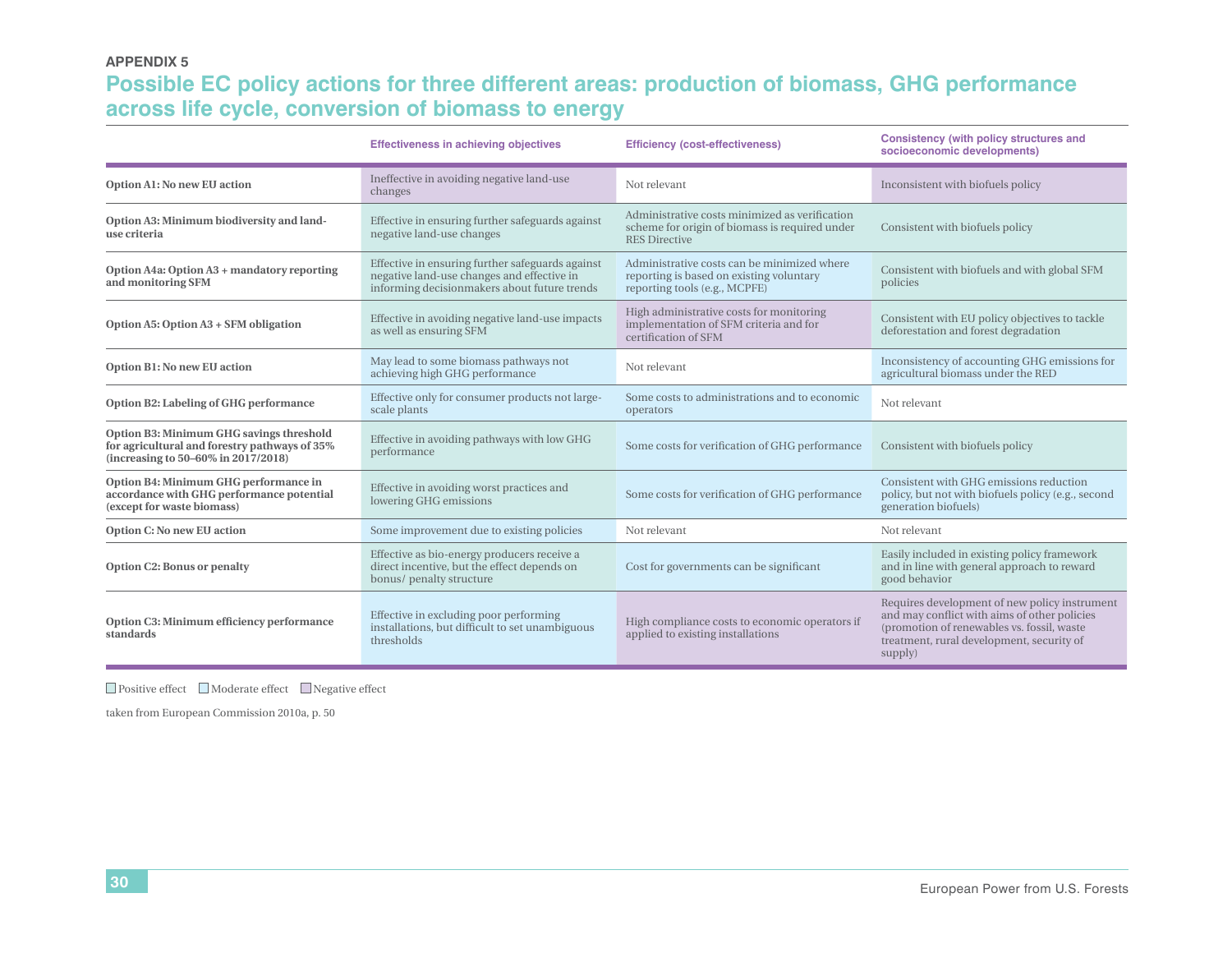**APPENDIX 5**

## Possible EC policy actions for three different areas: production of biomass, GHG performance across life cycle, conversion of biomass to energy

| | Effectiveness in achieving objectives | Efficiency (cost-effectiveness) | Consistency (with policy structures and socioeconomic developments) |
|---|---|---|---|
| **Option A1: No new EU action** | Ineffective in avoiding negative land-use changes | Not relevant | Inconsistent with biofuels policy |
| **Option A3: Minimum biodiversity and land-use criteria** | Effective in ensuring further safeguards against negative land-use changes | Administrative costs minimized as verification scheme for origin of biomass is required under RES Directive | Consistent with biofuels policy |
| **Option A4a: Option A3 + mandatory reporting and monitoring SFM** | Effective in ensuring further safeguards against negative land-use changes and effective in informing decisionmakers about future trends | Administrative costs can be minimized where reporting is based on existing voluntary reporting tools (e.g., MCPFE) | Consistent with biofuels and with global SFM policies |
| **Option A5: Option A3 + SFM obligation** | Effective in avoiding negative land-use impacts as well as ensuring SFM | High administrative costs for monitoring implementation of SFM criteria and for certification of SFM | Consistent with EU policy objectives to tackle deforestation and forest degradation |
| **Option B1: No new EU action** | May lead to some biomass pathways not achieving high GHG performance | Not relevant | Inconsistency of accounting GHG emissions for agricultural biomass under the RED |
| **Option B2: Labeling of GHG performance** | Effective only for consumer products not large-scale plants | Some costs to administrations and to economic operators | Not relevant |
| **Option B3: Minimum GHG savings threshold for agricultural and forestry pathways of 35% (increasing to 50–60% in 2017/2018)** | Effective in avoiding pathways with low GHG performance | Some costs for verification of GHG performance | Consistent with biofuels policy |
| **Option B4: Minimum GHG performance in accordance with GHG performance potential (except for waste biomass)** | Effective in avoiding worst practices and lowering GHG emissions | Some costs for verification of GHG performance | Consistent with GHG emissions reduction policy, but not with biofuels policy (e.g., second generation biofuels) |
| **Option C: No new EU action** | Some improvement due to existing policies | Not relevant | Not relevant |
| **Option C2: Bonus or penalty** | Effective as bio-energy producers receive a direct incentive, but the effect depends on bonus/ penalty structure | Cost for governments can be significant | Easily included in existing policy framework and in line with general approach to reward good behavior |
| **Option C3: Minimum efficiency performance standards** | Effective in excluding poor performing installations, but difficult to set unambiguous thresholds | High compliance costs to economic operators if applied to existing installations | Requires development of new policy instrument and may conflict with aims of other policies (promotion of renewables vs. fossil, waste treatment, rural development, security of supply) |

Positive effect | Moderate effect | Negative effect

taken from European Commission 2010a, p. 50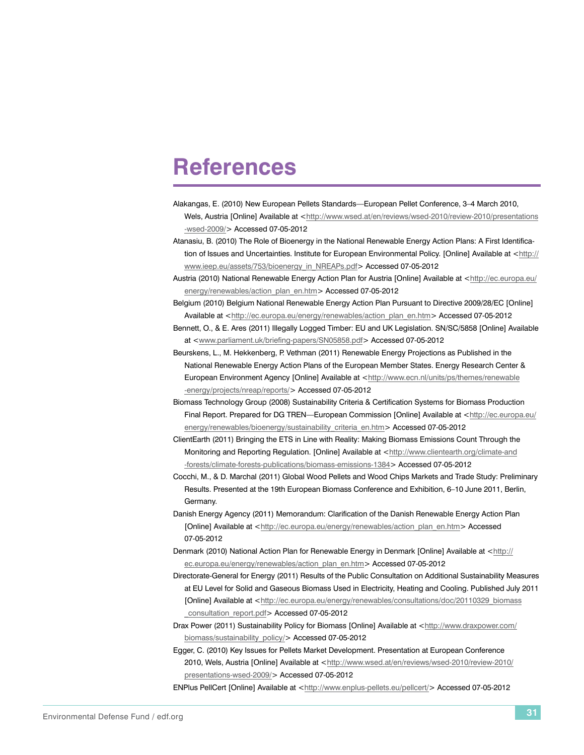# References

Alakangas, E. (2010) New European Pellets Standards—European Pellet Conference, 3–4 March 2010, Wels, Austria [Online] Available at <http://www.wsed.at/en/reviews/wsed-2010/review-2010/presentations-wsed-2009/> Accessed 07-05-2012

Atanasiu, B. (2010) The Role of Bioenergy in the National Renewable Energy Action Plans: A First Identification of Issues and Uncertainties. Institute for European Environmental Policy. [Online] Available at <http://www.ieep.eu/assets/753/bioenergy_in_NREAPs.pdf> Accessed 07-05-2012

Austria (2010) National Renewable Energy Action Plan for Austria [Online] Available at <http://ec.europa.eu/energy/renewables/action_plan_en.htm> Accessed 07-05-2012

Belgium (2010) Belgium National Renewable Energy Action Plan Pursuant to Directive 2009/28/EC [Online] Available at <http://ec.europa.eu/energy/renewables/action_plan_en.htm> Accessed 07-05-2012

Bennett, O., & E. Ares (2011) Illegally Logged Timber: EU and UK Legislation. SN/SC/5858 [Online] Available at <www.parliament.uk/briefing-papers/SN05858.pdf> Accessed 07-05-2012

Beurskens, L., M. Hekkenberg, P. Vethman (2011) Renewable Energy Projections as Published in the National Renewable Energy Action Plans of the European Member States. Energy Research Center & European Environment Agency [Online] Available at <http://www.ecn.nl/units/ps/themes/renewable-energy/projects/nreap/reports/> Accessed 07-05-2012

Biomass Technology Group (2008) Sustainability Criteria & Certification Systems for Biomass Production Final Report. Prepared for DG TREN—European Commission [Online] Available at <http://ec.europa.eu/energy/renewables/bioenergy/sustainability_criteria_en.htm> Accessed 07-05-2012

ClientEarth (2011) Bringing the ETS in Line with Reality: Making Biomass Emissions Count Through the Monitoring and Reporting Regulation. [Online] Available at <http://www.clientearth.org/climate-and-forests/climate-forests-publications/biomass-emissions-1384> Accessed 07-05-2012

Cocchi, M., & D. Marchal (2011) Global Wood Pellets and Wood Chips Markets and Trade Study: Preliminary Results. Presented at the 19th European Biomass Conference and Exhibition, 6–10 June 2011, Berlin, Germany.

Danish Energy Agency (2011) Memorandum: Clarification of the Danish Renewable Energy Action Plan [Online] Available at <http://ec.europa.eu/energy/renewables/action_plan_en.htm> Accessed 07-05-2012

Denmark (2010) National Action Plan for Renewable Energy in Denmark [Online] Available at <http://ec.europa.eu/energy/renewables/action_plan_en.htm> Accessed 07-05-2012

Directorate-General for Energy (2011) Results of the Public Consultation on Additional Sustainability Measures at EU Level for Solid and Gaseous Biomass Used in Electricity, Heating and Cooling. Published July 2011 [Online] Available at <http://ec.europa.eu/energy/renewables/consultations/doc/20110329_biomass_consultation_report.pdf> Accessed 07-05-2012

Drax Power (2011) Sustainability Policy for Biomass [Online] Available at <http://www.draxpower.com/biomass/sustainability_policy/> Accessed 07-05-2012

Egger, C. (2010) Key Issues for Pellets Market Development. Presentation at European Conference 2010, Wels, Austria [Online] Available at <http://www.wsed.at/en/reviews/wsed-2010/review-2010/presentations-wsed-2009/> Accessed 07-05-2012

ENPlus PellCert [Online] Available at <http://www.enplus-pellets.eu/pellcert/> Accessed 07-05-2012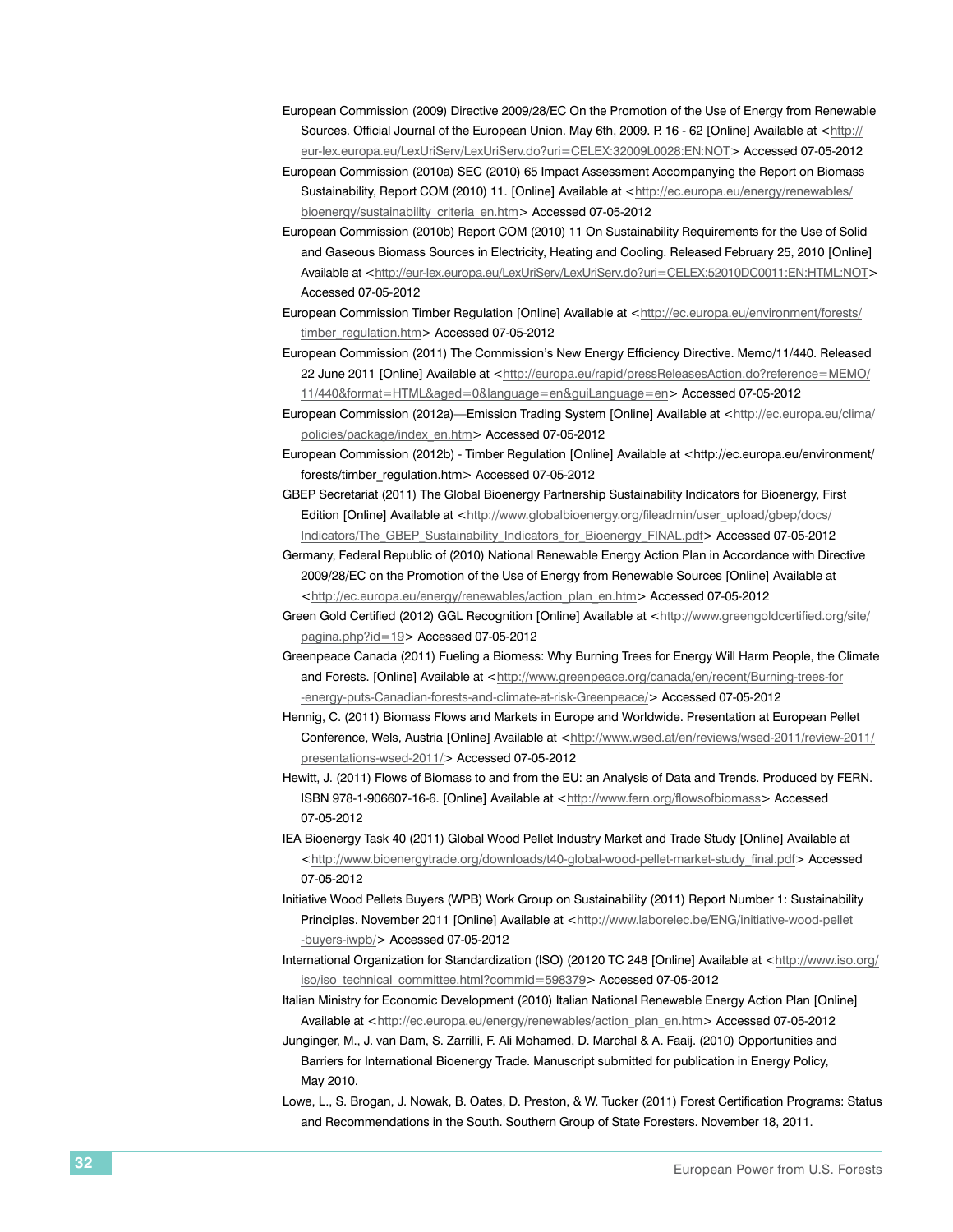European Commission (2009) Directive 2009/28/EC On the Promotion of the Use of Energy from Renewable Sources. Official Journal of the European Union. May 6th, 2009. P. 16 - 62 [Online] Available at <http://eur-lex.europa.eu/LexUriServ/LexUriServ.do?uri=CELEX:32009L0028:EN:NOT> Accessed 07-05-2012

European Commission (2010a) SEC (2010) 65 Impact Assessment Accompanying the Report on Biomass Sustainability, Report COM (2010) 11. [Online] Available at <http://ec.europa.eu/energy/renewables/bioenergy/sustainability_criteria_en.htm> Accessed 07-05-2012

European Commission (2010b) Report COM (2010) 11 On Sustainability Requirements for the Use of Solid and Gaseous Biomass Sources in Electricity, Heating and Cooling. Released February 25, 2010 [Online] Available at <http://eur-lex.europa.eu/LexUriServ/LexUriServ.do?uri=CELEX:52010DC0011:EN:HTML:NOT> Accessed 07-05-2012

European Commission Timber Regulation [Online] Available at <http://ec.europa.eu/environment/forests/timber_regulation.htm> Accessed 07-05-2012

European Commission (2011) The Commission's New Energy Efficiency Directive. Memo/11/440. Released 22 June 2011 [Online] Available at <http://europa.eu/rapid/pressReleasesAction.do?reference=MEMO/11/440&format=HTML&aged=0&language=en&guiLanguage=en> Accessed 07-05-2012

European Commission (2012a)—Emission Trading System [Online] Available at <http://ec.europa.eu/clima/policies/package/index_en.htm> Accessed 07-05-2012

European Commission (2012b) - Timber Regulation [Online] Available at <http://ec.europa.eu/environment/forests/timber_regulation.htm> Accessed 07-05-2012

GBEP Secretariat (2011) The Global Bioenergy Partnership Sustainability Indicators for Bioenergy, First Edition [Online] Available at <http://www.globalbioenergy.org/fileadmin/user_upload/gbep/docs/Indicators/The_GBEP_Sustainability_Indicators_for_Bioenergy_FINAL.pdf> Accessed 07-05-2012

Germany, Federal Republic of (2010) National Renewable Energy Action Plan in Accordance with Directive 2009/28/EC on the Promotion of the Use of Energy from Renewable Sources [Online] Available at <http://ec.europa.eu/energy/renewables/action_plan_en.htm> Accessed 07-05-2012

Green Gold Certified (2012) GGL Recognition [Online] Available at <http://www.greengoldcertified.org/site/pagina.php?id=19> Accessed 07-05-2012

Greenpeace Canada (2011) Fueling a Biomess: Why Burning Trees for Energy Will Harm People, the Climate and Forests. [Online] Available at <http://www.greenpeace.org/canada/en/recent/Burning-trees-for-energy-puts-Canadian-forests-and-climate-at-risk-Greenpeace/> Accessed 07-05-2012

Hennig, C. (2011) Biomass Flows and Markets in Europe and Worldwide. Presentation at European Pellet Conference, Wels, Austria [Online] Available at <http://www.wsed.at/en/reviews/wsed-2011/review-2011/presentations-wsed-2011/> Accessed 07-05-2012

Hewitt, J. (2011) Flows of Biomass to and from the EU: an Analysis of Data and Trends. Produced by FERN. ISBN 978-1-906607-16-6. [Online] Available at <http://www.fern.org/flowsofbiomass> Accessed 07-05-2012

IEA Bioenergy Task 40 (2011) Global Wood Pellet Industry Market and Trade Study [Online] Available at <http://www.bioenergytrade.org/downloads/t40-global-wood-pellet-market-study_final.pdf> Accessed 07-05-2012

Initiative Wood Pellets Buyers (WPB) Work Group on Sustainability (2011) Report Number 1: Sustainability Principles. November 2011 [Online] Available at <http://www.laborelec.be/ENG/initiative-wood-pellet-buyers-iwpb/> Accessed 07-05-2012

International Organization for Standardization (ISO) (20120 TC 248 [Online] Available at <http://www.iso.org/iso/iso_technical_committee.html?commid=598379> Accessed 07-05-2012

Italian Ministry for Economic Development (2010) Italian National Renewable Energy Action Plan [Online] Available at <http://ec.europa.eu/energy/renewables/action_plan_en.htm> Accessed 07-05-2012

Junginger, M., J. van Dam, S. Zarrilli, F. Ali Mohamed, D. Marchal & A. Faaij. (2010) Opportunities and Barriers for International Bioenergy Trade. Manuscript submitted for publication in Energy Policy, May 2010.

Lowe, L., S. Brogan, J. Nowak, B. Oates, D. Preston, & W. Tucker (2011) Forest Certification Programs: Status and Recommendations in the South. Southern Group of State Foresters. November 18, 2011.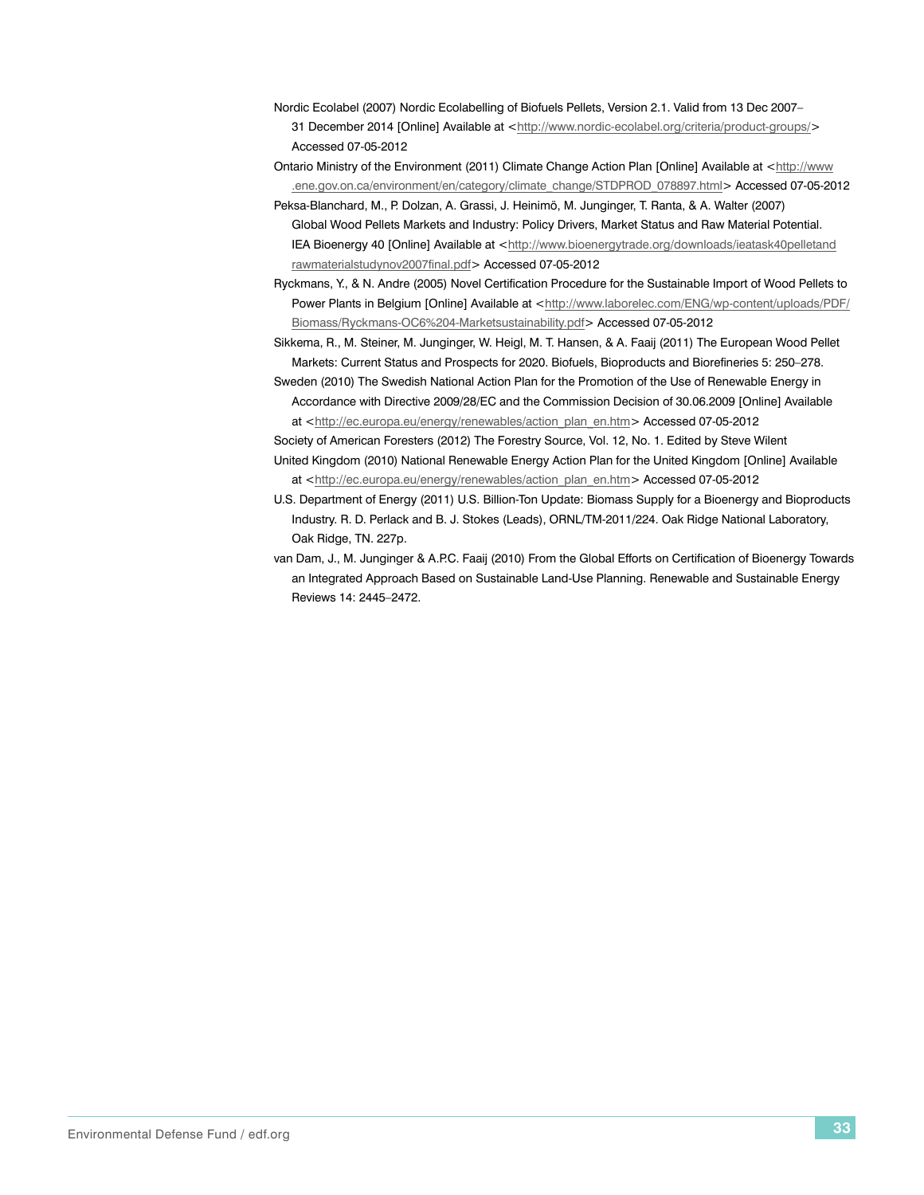Nordic Ecolabel (2007) Nordic Ecolabelling of Biofuels Pellets, Version 2.1. Valid from 13 Dec 2007–31 December 2014 [Online] Available at <http://www.nordic-ecolabel.org/criteria/product-groups/> Accessed 07-05-2012

Ontario Ministry of the Environment (2011) Climate Change Action Plan [Online] Available at <http://www.ene.gov.on.ca/environment/en/category/climate_change/STDPROD_078897.html> Accessed 07-05-2012

Peksa-Blanchard, M., P. Dolzan, A. Grassi, J. Heinimö, M. Junginger, T. Ranta, & A. Walter (2007) Global Wood Pellets Markets and Industry: Policy Drivers, Market Status and Raw Material Potential. IEA Bioenergy 40 [Online] Available at <http://www.bioenergytrade.org/downloads/ieatask40pelletandrawmaterialstudynov2007final.pdf> Accessed 07-05-2012

Ryckmans, Y., & N. Andre (2005) Novel Certification Procedure for the Sustainable Import of Wood Pellets to Power Plants in Belgium [Online] Available at <http://www.laborelec.com/ENG/wp-content/uploads/PDF/Biomass/Ryckmans-OC6%204-Marketsustainability.pdf> Accessed 07-05-2012

Sikkema, R., M. Steiner, M. Junginger, W. Heigl, M. T. Hansen, & A. Faaij (2011) The European Wood Pellet Markets: Current Status and Prospects for 2020. Biofuels, Bioproducts and Biorefineries 5: 250–278.

Sweden (2010) The Swedish National Action Plan for the Promotion of the Use of Renewable Energy in Accordance with Directive 2009/28/EC and the Commission Decision of 30.06.2009 [Online] Available at <http://ec.europa.eu/energy/renewables/action_plan_en.htm> Accessed 07-05-2012

Society of American Foresters (2012) The Forestry Source, Vol. 12, No. 1. Edited by Steve Wilent

United Kingdom (2010) National Renewable Energy Action Plan for the United Kingdom [Online] Available at <http://ec.europa.eu/energy/renewables/action_plan_en.htm> Accessed 07-05-2012

U.S. Department of Energy (2011) U.S. Billion-Ton Update: Biomass Supply for a Bioenergy and Bioproducts Industry. R. D. Perlack and B. J. Stokes (Leads), ORNL/TM-2011/224. Oak Ridge National Laboratory, Oak Ridge, TN. 227p.

van Dam, J., M. Junginger & A.P.C. Faaij (2010) From the Global Efforts on Certification of Bioenergy Towards an Integrated Approach Based on Sustainable Land-Use Planning. Renewable and Sustainable Energy Reviews 14: 2445–2472.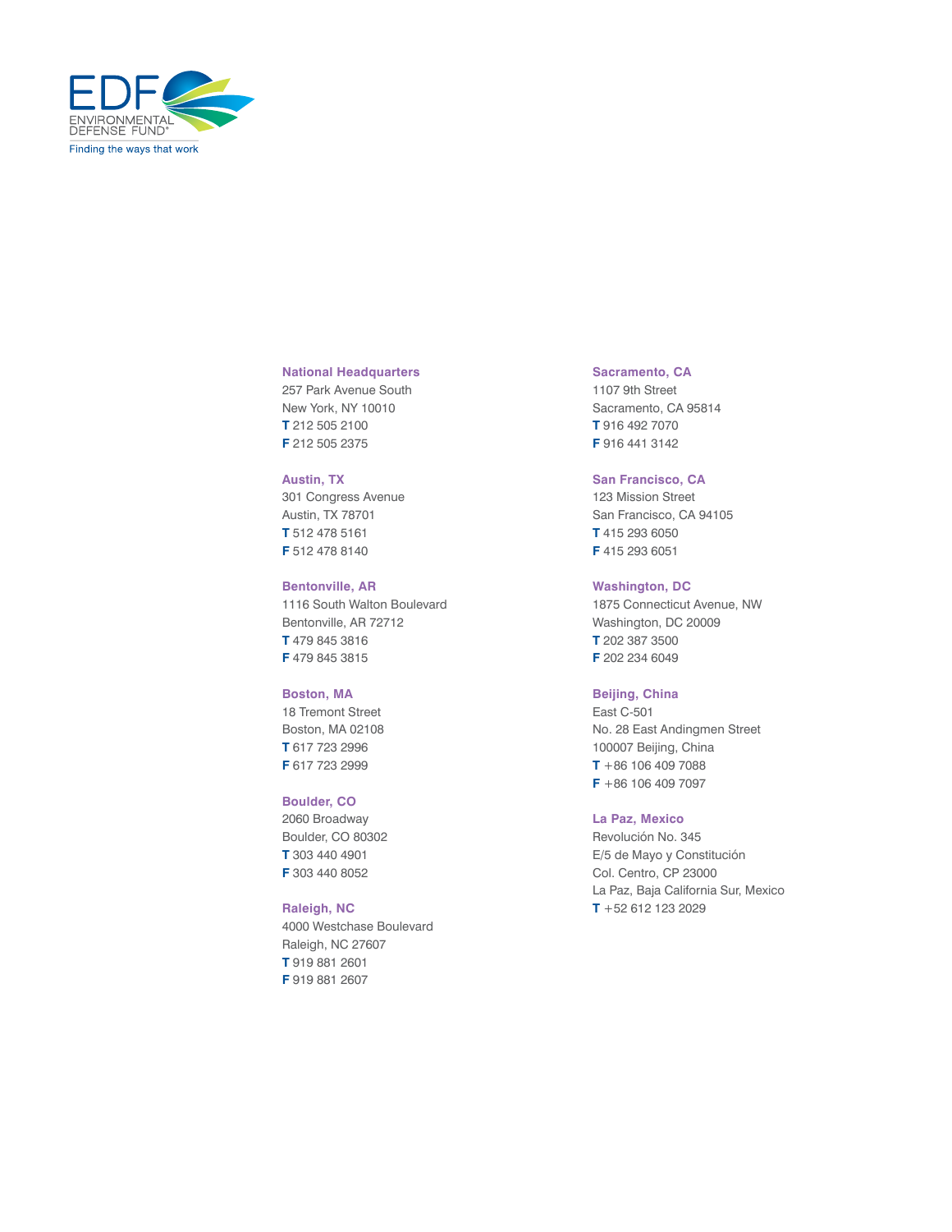EDF
ENVIRONMENTAL DEFENSE FUND®
Finding the ways that work

**National Headquarters**
257 Park Avenue South
New York, NY 10010
**T** 212 505 2100
**F** 212 505 2375

**Austin, TX**
301 Congress Avenue
Austin, TX 78701
**T** 512 478 5161
**F** 512 478 8140

**Bentonville, AR**
1116 South Walton Boulevard
Bentonville, AR 72712
**T** 479 845 3816
**F** 479 845 3815

**Boston, MA**
18 Tremont Street
Boston, MA 02108
**T** 617 723 2996
**F** 617 723 2999

**Boulder, CO**
2060 Broadway
Boulder, CO 80302
**T** 303 440 4901
**F** 303 440 8052

**Raleigh, NC**
4000 Westchase Boulevard
Raleigh, NC 27607
**T** 919 881 2601
**F** 919 881 2607

**Sacramento, CA**
1107 9th Street
Sacramento, CA 95814
**T** 916 492 7070
**F** 916 441 3142

**San Francisco, CA**
123 Mission Street
San Francisco, CA 94105
**T** 415 293 6050
**F** 415 293 6051

**Washington, DC**
1875 Connecticut Avenue, NW
Washington, DC 20009
**T** 202 387 3500
**F** 202 234 6049

**Beijing, China**
East C-501
No. 28 East Andingmen Street
100007 Beijing, China
**T** +86 106 409 7088
**F** +86 106 409 7097

**La Paz, Mexico**
Revolución No. 345
E/5 de Mayo y Constitución
Col. Centro, CP 23000
La Paz, Baja California Sur, Mexico
**T** +52 612 123 2029